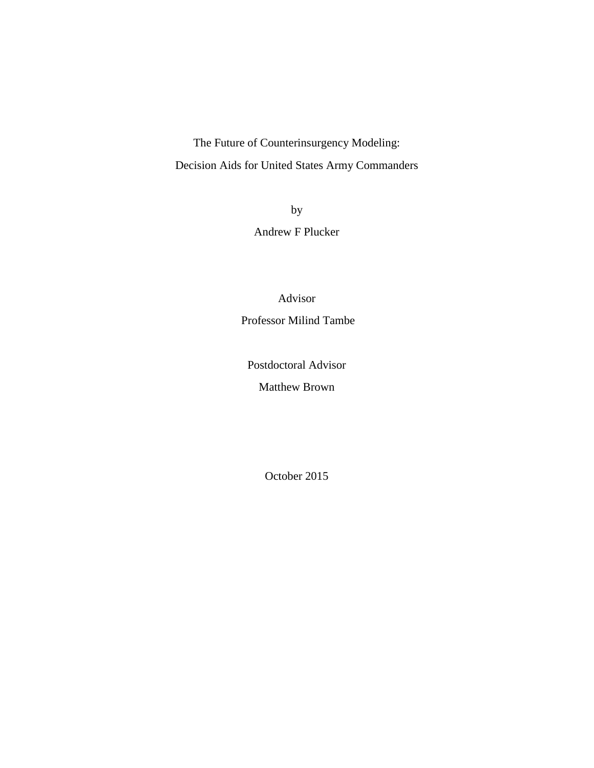# The Future of Counterinsurgency Modeling:

# Decision Aids for United States Army Commanders

by

Andrew F Plucker

Advisor

Professor Milind Tambe

Postdoctoral Advisor

Matthew Brown

October 2015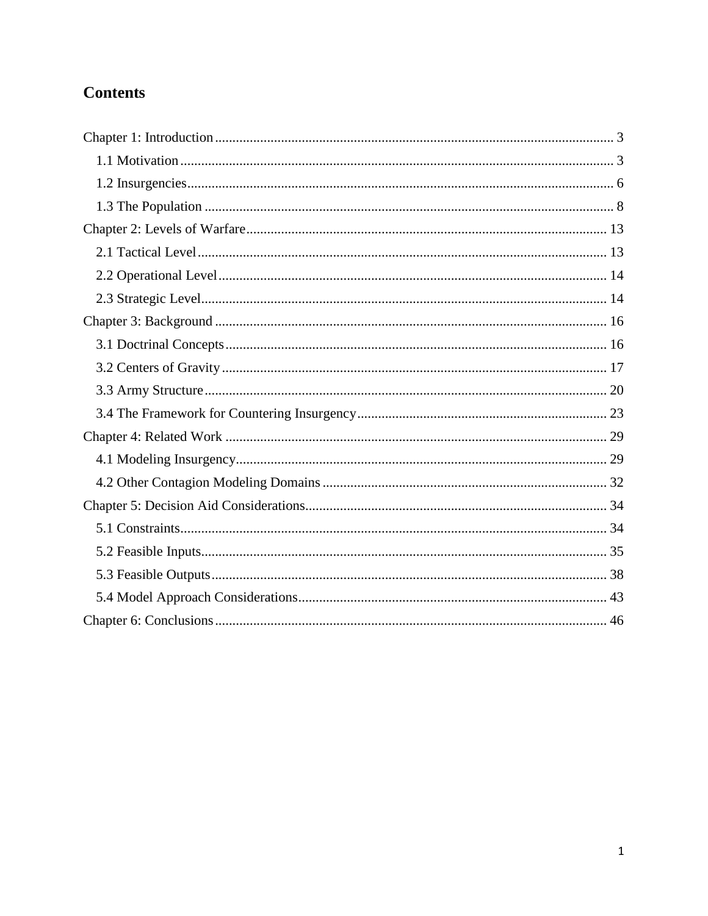# Contents

Chapter 1: Introduction ........................................................................................................ 3
- 1.1 Motivation ................................................................................................................ 3
- 1.2 Insurgencies .............................................................................................................. 6
- 1.3 The Population .......................................................................................................... 8

Chapter 2: Levels of Warfare ............................................................................................. 13
- 2.1 Tactical Level .......................................................................................................... 13
- 2.2 Operational Level .................................................................................................... 14
- 2.3 Strategic Level ......................................................................................................... 14

Chapter 3: Background ....................................................................................................... 16
- 3.1 Doctrinal Concepts ................................................................................................... 16
- 3.2 Centers of Gravity .................................................................................................... 17
- 3.3 Army Structure ......................................................................................................... 20
- 3.4 The Framework for Countering Insurgency .............................................................. 23

Chapter 4: Related Work .................................................................................................... 29
- 4.1 Modeling Insurgency ................................................................................................ 29
- 4.2 Other Contagion Modeling Domains ........................................................................ 32

Chapter 5: Decision Aid Considerations ............................................................................. 34
- 5.1 Constraints ............................................................................................................... 34
- 5.2 Feasible Inputs .......................................................................................................... 35
- 5.3 Feasible Outputs ....................................................................................................... 38
- 5.4 Model Approach Considerations ............................................................................... 43

Chapter 6: Conclusions ....................................................................................................... 46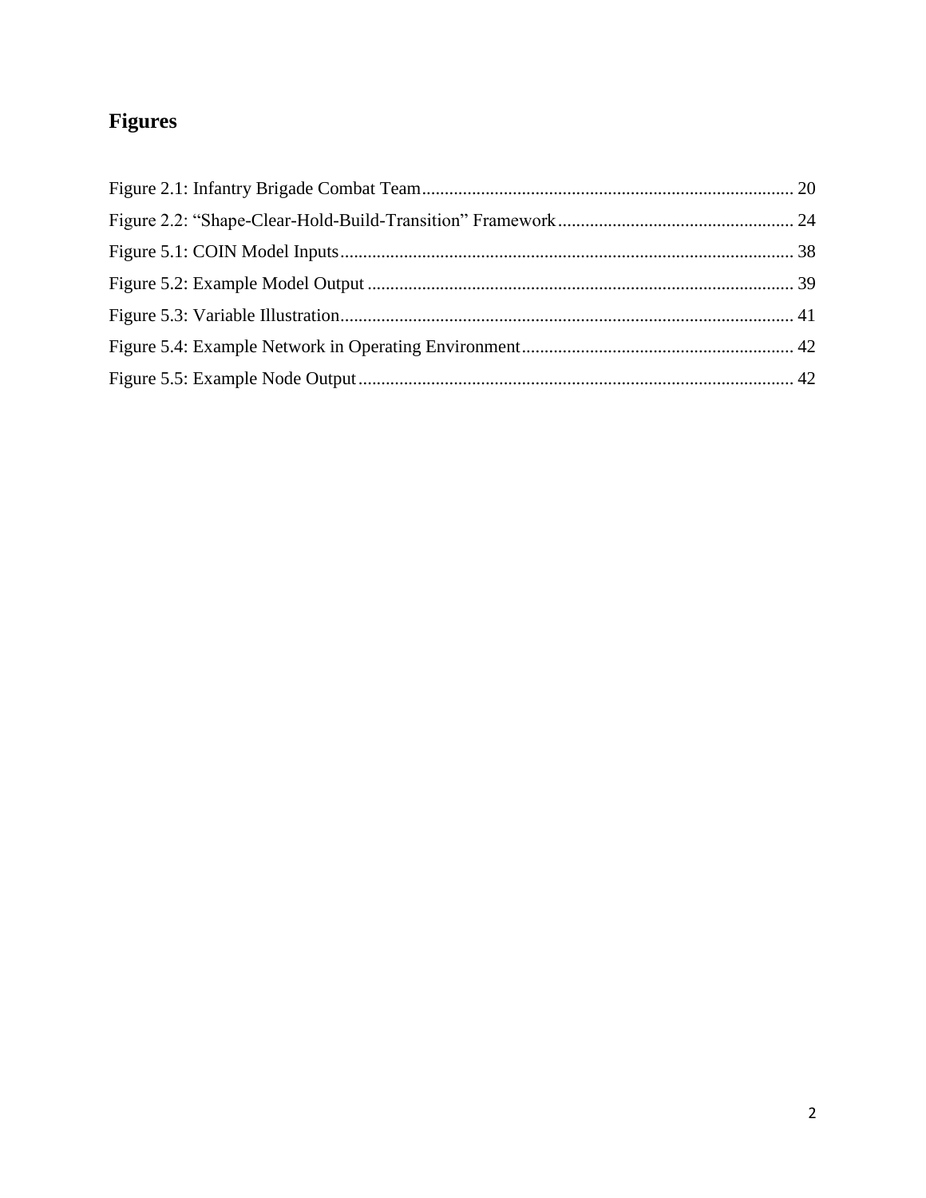# Figures

Figure 2.1: Infantry Brigade Combat Team ................................................................................. 20
Figure 2.2: "Shape-Clear-Hold-Build-Transition" Framework .................................................... 24
Figure 5.1: COIN Model Inputs .................................................................................................. 38
Figure 5.2: Example Model Output ............................................................................................ 39
Figure 5.3: Variable Illustration .................................................................................................. 41
Figure 5.4: Example Network in Operating Environment ........................................................... 42
Figure 5.5: Example Node Output ............................................................................................... 42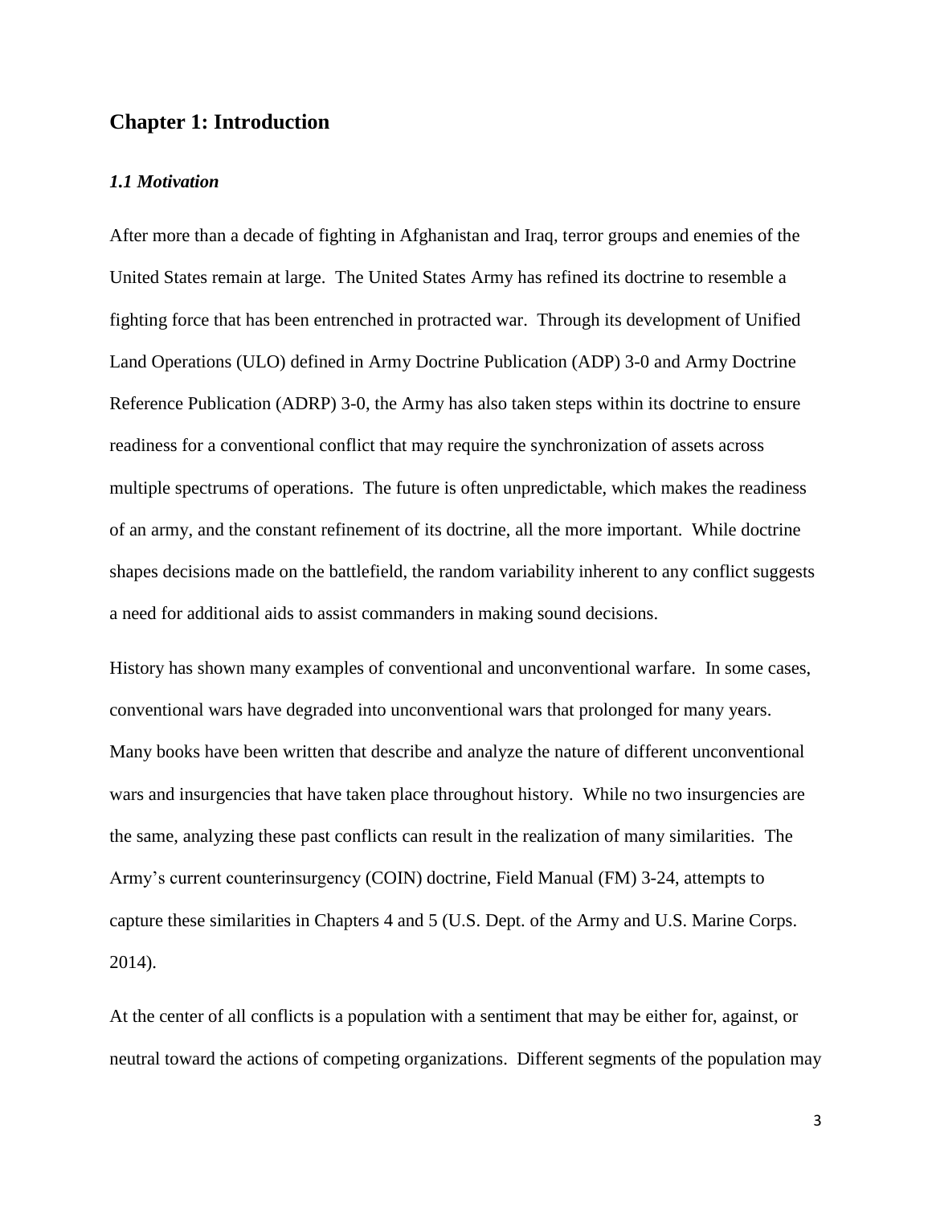# Chapter 1: Introduction

### *1.1 Motivation*

After more than a decade of fighting in Afghanistan and Iraq, terror groups and enemies of the United States remain at large. The United States Army has refined its doctrine to resemble a fighting force that has been entrenched in protracted war. Through its development of Unified Land Operations (ULO) defined in Army Doctrine Publication (ADP) 3-0 and Army Doctrine Reference Publication (ADRP) 3-0, the Army has also taken steps within its doctrine to ensure readiness for a conventional conflict that may require the synchronization of assets across multiple spectrums of operations. The future is often unpredictable, which makes the readiness of an army, and the constant refinement of its doctrine, all the more important. While doctrine shapes decisions made on the battlefield, the random variability inherent to any conflict suggests a need for additional aids to assist commanders in making sound decisions.

History has shown many examples of conventional and unconventional warfare. In some cases, conventional wars have degraded into unconventional wars that prolonged for many years. Many books have been written that describe and analyze the nature of different unconventional wars and insurgencies that have taken place throughout history. While no two insurgencies are the same, analyzing these past conflicts can result in the realization of many similarities. The Army's current counterinsurgency (COIN) doctrine, Field Manual (FM) 3-24, attempts to capture these similarities in Chapters 4 and 5 (U.S. Dept. of the Army and U.S. Marine Corps. 2014).

At the center of all conflicts is a population with a sentiment that may be either for, against, or neutral toward the actions of competing organizations. Different segments of the population may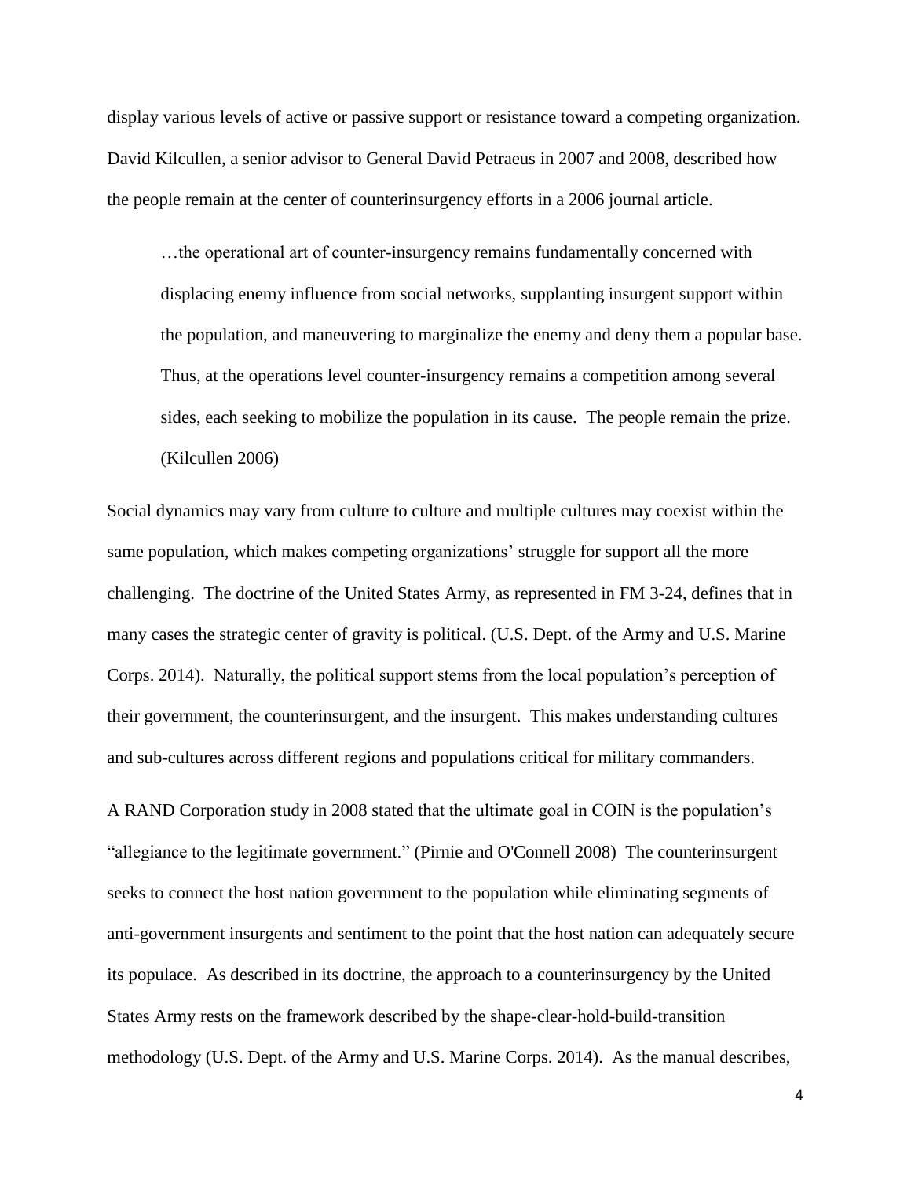display various levels of active or passive support or resistance toward a competing organization. David Kilcullen, a senior advisor to General David Petraeus in 2007 and 2008, described how the people remain at the center of counterinsurgency efforts in a 2006 journal article.

> …the operational art of counter-insurgency remains fundamentally concerned with displacing enemy influence from social networks, supplanting insurgent support within the population, and maneuvering to marginalize the enemy and deny them a popular base. Thus, at the operations level counter-insurgency remains a competition among several sides, each seeking to mobilize the population in its cause. The people remain the prize. (Kilcullen 2006)

Social dynamics may vary from culture to culture and multiple cultures may coexist within the same population, which makes competing organizations' struggle for support all the more challenging. The doctrine of the United States Army, as represented in FM 3-24, defines that in many cases the strategic center of gravity is political. (U.S. Dept. of the Army and U.S. Marine Corps. 2014). Naturally, the political support stems from the local population's perception of their government, the counterinsurgent, and the insurgent. This makes understanding cultures and sub-cultures across different regions and populations critical for military commanders.

A RAND Corporation study in 2008 stated that the ultimate goal in COIN is the population's "allegiance to the legitimate government." (Pirnie and O'Connell 2008) The counterinsurgent seeks to connect the host nation government to the population while eliminating segments of anti-government insurgents and sentiment to the point that the host nation can adequately secure its populace. As described in its doctrine, the approach to a counterinsurgency by the United States Army rests on the framework described by the shape-clear-hold-build-transition methodology (U.S. Dept. of the Army and U.S. Marine Corps. 2014). As the manual describes,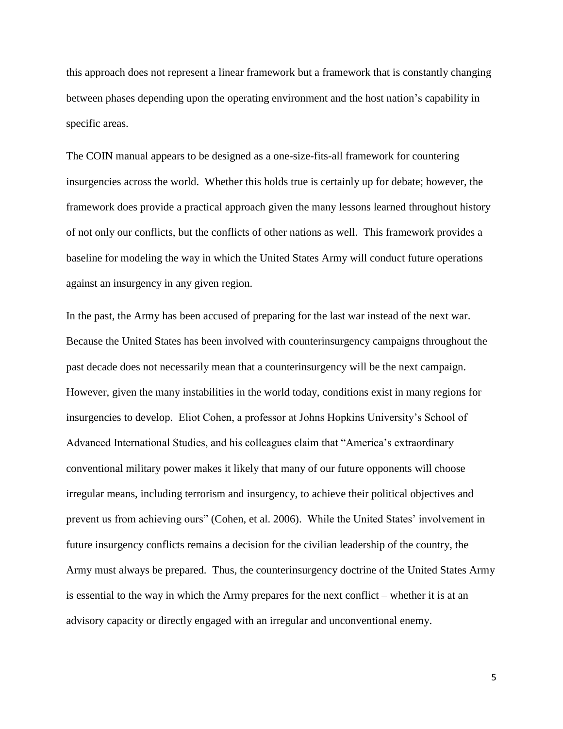this approach does not represent a linear framework but a framework that is constantly changing between phases depending upon the operating environment and the host nation's capability in specific areas.

The COIN manual appears to be designed as a one-size-fits-all framework for countering insurgencies across the world. Whether this holds true is certainly up for debate; however, the framework does provide a practical approach given the many lessons learned throughout history of not only our conflicts, but the conflicts of other nations as well. This framework provides a baseline for modeling the way in which the United States Army will conduct future operations against an insurgency in any given region.

In the past, the Army has been accused of preparing for the last war instead of the next war. Because the United States has been involved with counterinsurgency campaigns throughout the past decade does not necessarily mean that a counterinsurgency will be the next campaign. However, given the many instabilities in the world today, conditions exist in many regions for insurgencies to develop. Eliot Cohen, a professor at Johns Hopkins University's School of Advanced International Studies, and his colleagues claim that "America's extraordinary conventional military power makes it likely that many of our future opponents will choose irregular means, including terrorism and insurgency, to achieve their political objectives and prevent us from achieving ours" (Cohen, et al. 2006). While the United States' involvement in future insurgency conflicts remains a decision for the civilian leadership of the country, the Army must always be prepared. Thus, the counterinsurgency doctrine of the United States Army is essential to the way in which the Army prepares for the next conflict – whether it is at an advisory capacity or directly engaged with an irregular and unconventional enemy.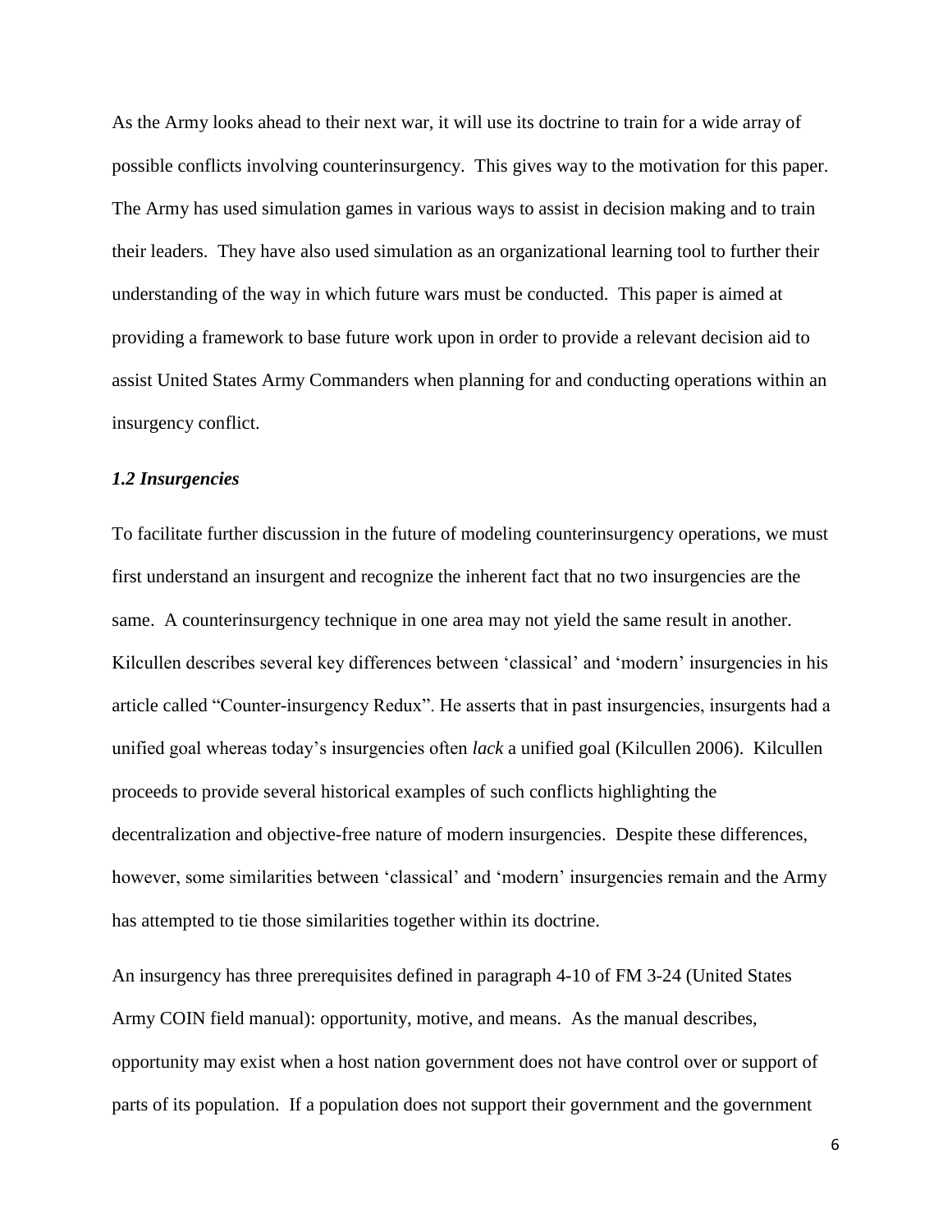As the Army looks ahead to their next war, it will use its doctrine to train for a wide array of possible conflicts involving counterinsurgency. This gives way to the motivation for this paper. The Army has used simulation games in various ways to assist in decision making and to train their leaders. They have also used simulation as an organizational learning tool to further their understanding of the way in which future wars must be conducted. This paper is aimed at providing a framework to base future work upon in order to provide a relevant decision aid to assist United States Army Commanders when planning for and conducting operations within an insurgency conflict.

### *1.2 Insurgencies*

To facilitate further discussion in the future of modeling counterinsurgency operations, we must first understand an insurgent and recognize the inherent fact that no two insurgencies are the same. A counterinsurgency technique in one area may not yield the same result in another. Kilcullen describes several key differences between 'classical' and 'modern' insurgencies in his article called "Counter-insurgency Redux". He asserts that in past insurgencies, insurgents had a unified goal whereas today's insurgencies often *lack* a unified goal (Kilcullen 2006). Kilcullen proceeds to provide several historical examples of such conflicts highlighting the decentralization and objective-free nature of modern insurgencies. Despite these differences, however, some similarities between 'classical' and 'modern' insurgencies remain and the Army has attempted to tie those similarities together within its doctrine.

An insurgency has three prerequisites defined in paragraph 4-10 of FM 3-24 (United States Army COIN field manual): opportunity, motive, and means. As the manual describes, opportunity may exist when a host nation government does not have control over or support of parts of its population. If a population does not support their government and the government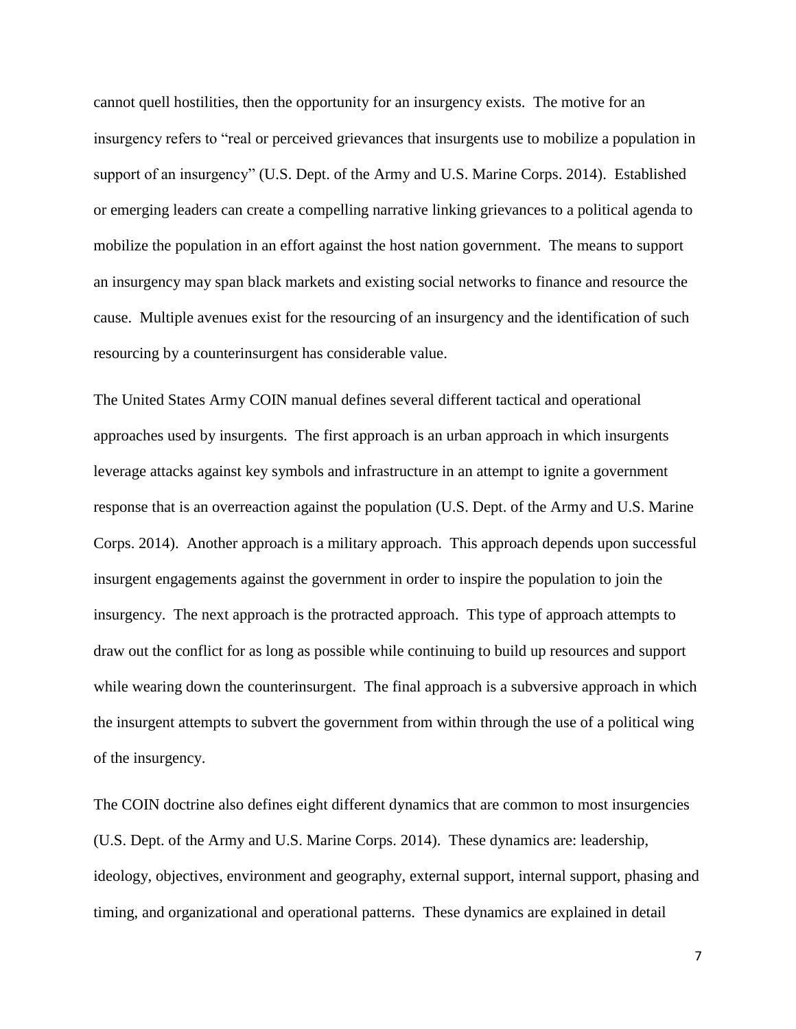cannot quell hostilities, then the opportunity for an insurgency exists. The motive for an insurgency refers to "real or perceived grievances that insurgents use to mobilize a population in support of an insurgency" (U.S. Dept. of the Army and U.S. Marine Corps. 2014). Established or emerging leaders can create a compelling narrative linking grievances to a political agenda to mobilize the population in an effort against the host nation government. The means to support an insurgency may span black markets and existing social networks to finance and resource the cause. Multiple avenues exist for the resourcing of an insurgency and the identification of such resourcing by a counterinsurgent has considerable value.

The United States Army COIN manual defines several different tactical and operational approaches used by insurgents. The first approach is an urban approach in which insurgents leverage attacks against key symbols and infrastructure in an attempt to ignite a government response that is an overreaction against the population (U.S. Dept. of the Army and U.S. Marine Corps. 2014). Another approach is a military approach. This approach depends upon successful insurgent engagements against the government in order to inspire the population to join the insurgency. The next approach is the protracted approach. This type of approach attempts to draw out the conflict for as long as possible while continuing to build up resources and support while wearing down the counterinsurgent. The final approach is a subversive approach in which the insurgent attempts to subvert the government from within through the use of a political wing of the insurgency.

The COIN doctrine also defines eight different dynamics that are common to most insurgencies (U.S. Dept. of the Army and U.S. Marine Corps. 2014). These dynamics are: leadership, ideology, objectives, environment and geography, external support, internal support, phasing and timing, and organizational and operational patterns. These dynamics are explained in detail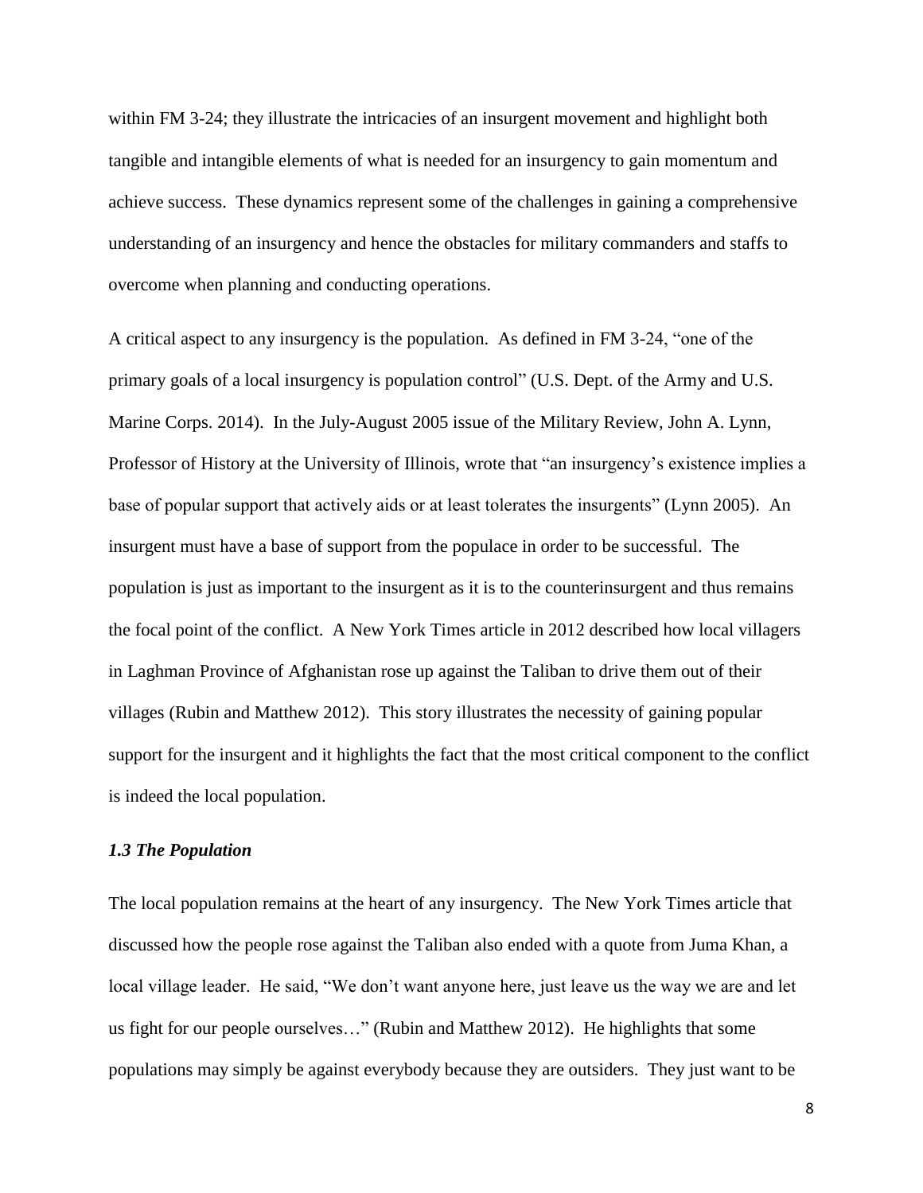within FM 3-24; they illustrate the intricacies of an insurgent movement and highlight both tangible and intangible elements of what is needed for an insurgency to gain momentum and achieve success. These dynamics represent some of the challenges in gaining a comprehensive understanding of an insurgency and hence the obstacles for military commanders and staffs to overcome when planning and conducting operations.

A critical aspect to any insurgency is the population. As defined in FM 3-24, "one of the primary goals of a local insurgency is population control" (U.S. Dept. of the Army and U.S. Marine Corps. 2014). In the July-August 2005 issue of the Military Review, John A. Lynn, Professor of History at the University of Illinois, wrote that "an insurgency's existence implies a base of popular support that actively aids or at least tolerates the insurgents" (Lynn 2005). An insurgent must have a base of support from the populace in order to be successful. The population is just as important to the insurgent as it is to the counterinsurgent and thus remains the focal point of the conflict. A New York Times article in 2012 described how local villagers in Laghman Province of Afghanistan rose up against the Taliban to drive them out of their villages (Rubin and Matthew 2012). This story illustrates the necessity of gaining popular support for the insurgent and it highlights the fact that the most critical component to the conflict is indeed the local population.

### *1.3 The Population*

The local population remains at the heart of any insurgency. The New York Times article that discussed how the people rose against the Taliban also ended with a quote from Juma Khan, a local village leader. He said, "We don't want anyone here, just leave us the way we are and let us fight for our people ourselves…" (Rubin and Matthew 2012). He highlights that some populations may simply be against everybody because they are outsiders. They just want to be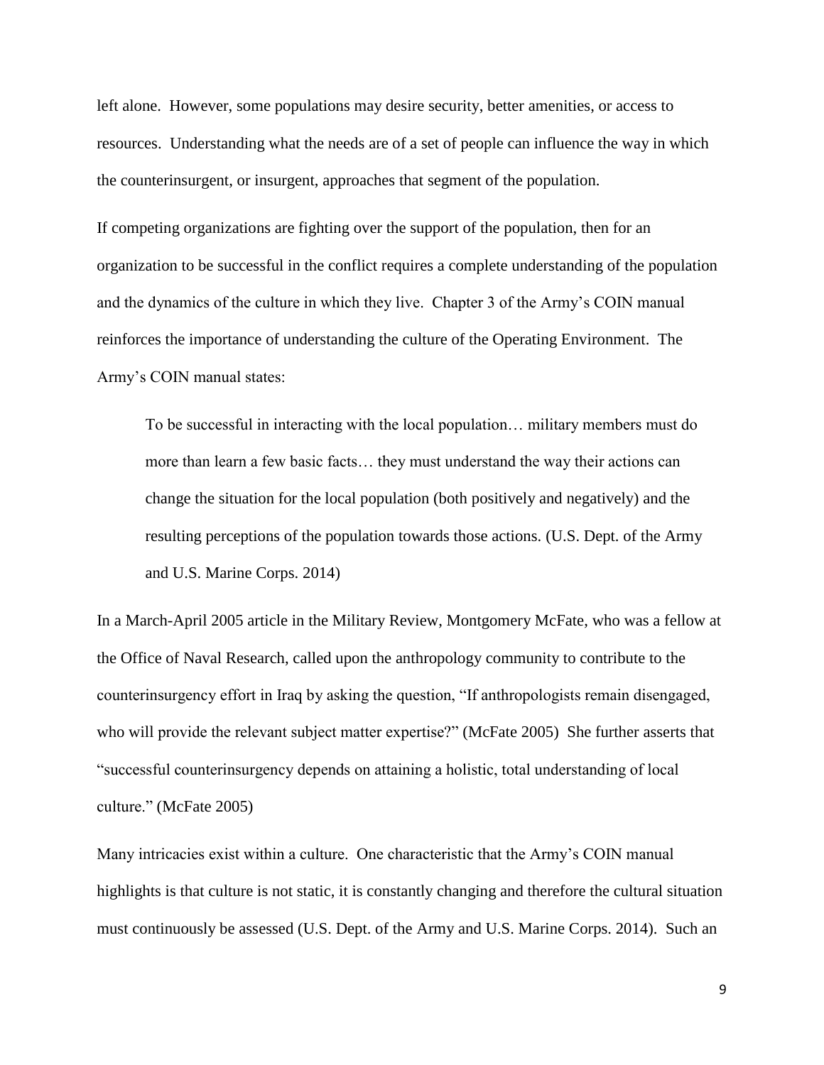left alone. However, some populations may desire security, better amenities, or access to resources. Understanding what the needs are of a set of people can influence the way in which the counterinsurgent, or insurgent, approaches that segment of the population.

If competing organizations are fighting over the support of the population, then for an organization to be successful in the conflict requires a complete understanding of the population and the dynamics of the culture in which they live. Chapter 3 of the Army's COIN manual reinforces the importance of understanding the culture of the Operating Environment. The Army's COIN manual states:

> To be successful in interacting with the local population… military members must do more than learn a few basic facts… they must understand the way their actions can change the situation for the local population (both positively and negatively) and the resulting perceptions of the population towards those actions. (U.S. Dept. of the Army and U.S. Marine Corps. 2014)

In a March-April 2005 article in the Military Review, Montgomery McFate, who was a fellow at the Office of Naval Research, called upon the anthropology community to contribute to the counterinsurgency effort in Iraq by asking the question, "If anthropologists remain disengaged, who will provide the relevant subject matter expertise?" (McFate 2005) She further asserts that "successful counterinsurgency depends on attaining a holistic, total understanding of local culture." (McFate 2005)

Many intricacies exist within a culture. One characteristic that the Army's COIN manual highlights is that culture is not static, it is constantly changing and therefore the cultural situation must continuously be assessed (U.S. Dept. of the Army and U.S. Marine Corps. 2014). Such an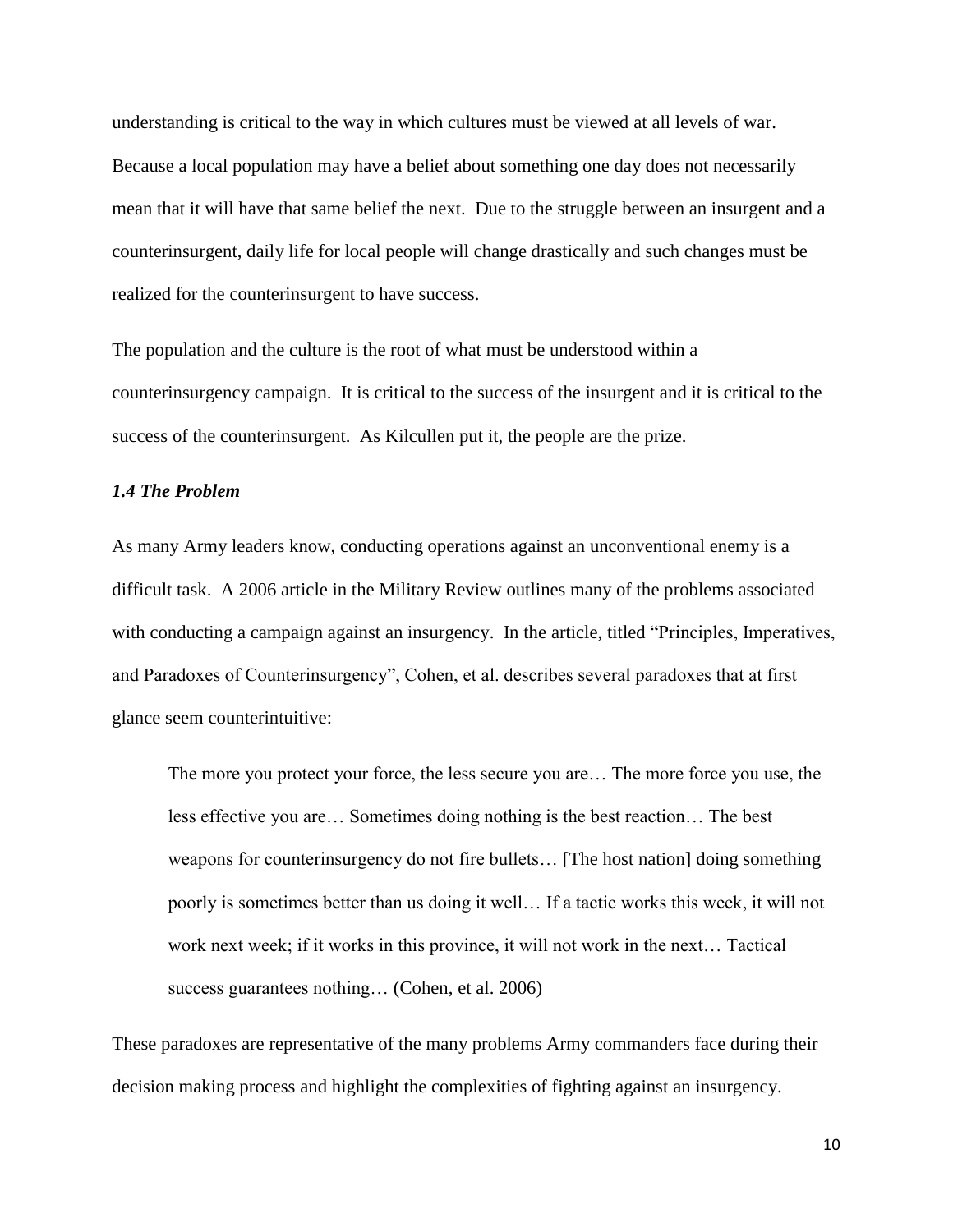understanding is critical to the way in which cultures must be viewed at all levels of war. Because a local population may have a belief about something one day does not necessarily mean that it will have that same belief the next. Due to the struggle between an insurgent and a counterinsurgent, daily life for local people will change drastically and such changes must be realized for the counterinsurgent to have success.

The population and the culture is the root of what must be understood within a counterinsurgency campaign. It is critical to the success of the insurgent and it is critical to the success of the counterinsurgent. As Kilcullen put it, the people are the prize.

### *1.4 The Problem*

As many Army leaders know, conducting operations against an unconventional enemy is a difficult task. A 2006 article in the Military Review outlines many of the problems associated with conducting a campaign against an insurgency. In the article, titled "Principles, Imperatives, and Paradoxes of Counterinsurgency", Cohen, et al. describes several paradoxes that at first glance seem counterintuitive:

> The more you protect your force, the less secure you are… The more force you use, the less effective you are… Sometimes doing nothing is the best reaction… The best weapons for counterinsurgency do not fire bullets… [The host nation] doing something poorly is sometimes better than us doing it well… If a tactic works this week, it will not work next week; if it works in this province, it will not work in the next… Tactical success guarantees nothing… (Cohen, et al. 2006)

These paradoxes are representative of the many problems Army commanders face during their decision making process and highlight the complexities of fighting against an insurgency.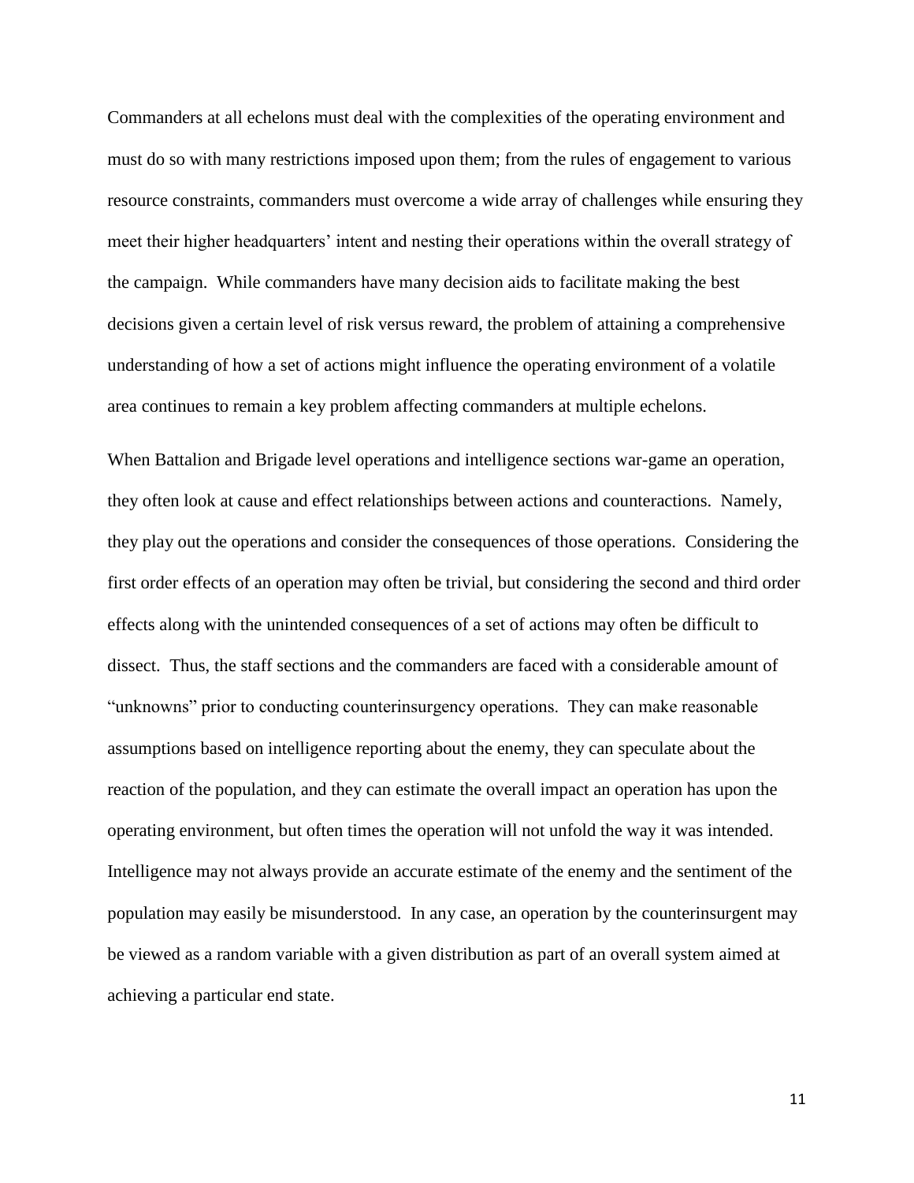Commanders at all echelons must deal with the complexities of the operating environment and must do so with many restrictions imposed upon them; from the rules of engagement to various resource constraints, commanders must overcome a wide array of challenges while ensuring they meet their higher headquarters' intent and nesting their operations within the overall strategy of the campaign. While commanders have many decision aids to facilitate making the best decisions given a certain level of risk versus reward, the problem of attaining a comprehensive understanding of how a set of actions might influence the operating environment of a volatile area continues to remain a key problem affecting commanders at multiple echelons.

When Battalion and Brigade level operations and intelligence sections war-game an operation, they often look at cause and effect relationships between actions and counteractions. Namely, they play out the operations and consider the consequences of those operations. Considering the first order effects of an operation may often be trivial, but considering the second and third order effects along with the unintended consequences of a set of actions may often be difficult to dissect. Thus, the staff sections and the commanders are faced with a considerable amount of "unknowns" prior to conducting counterinsurgency operations. They can make reasonable assumptions based on intelligence reporting about the enemy, they can speculate about the reaction of the population, and they can estimate the overall impact an operation has upon the operating environment, but often times the operation will not unfold the way it was intended. Intelligence may not always provide an accurate estimate of the enemy and the sentiment of the population may easily be misunderstood. In any case, an operation by the counterinsurgent may be viewed as a random variable with a given distribution as part of an overall system aimed at achieving a particular end state.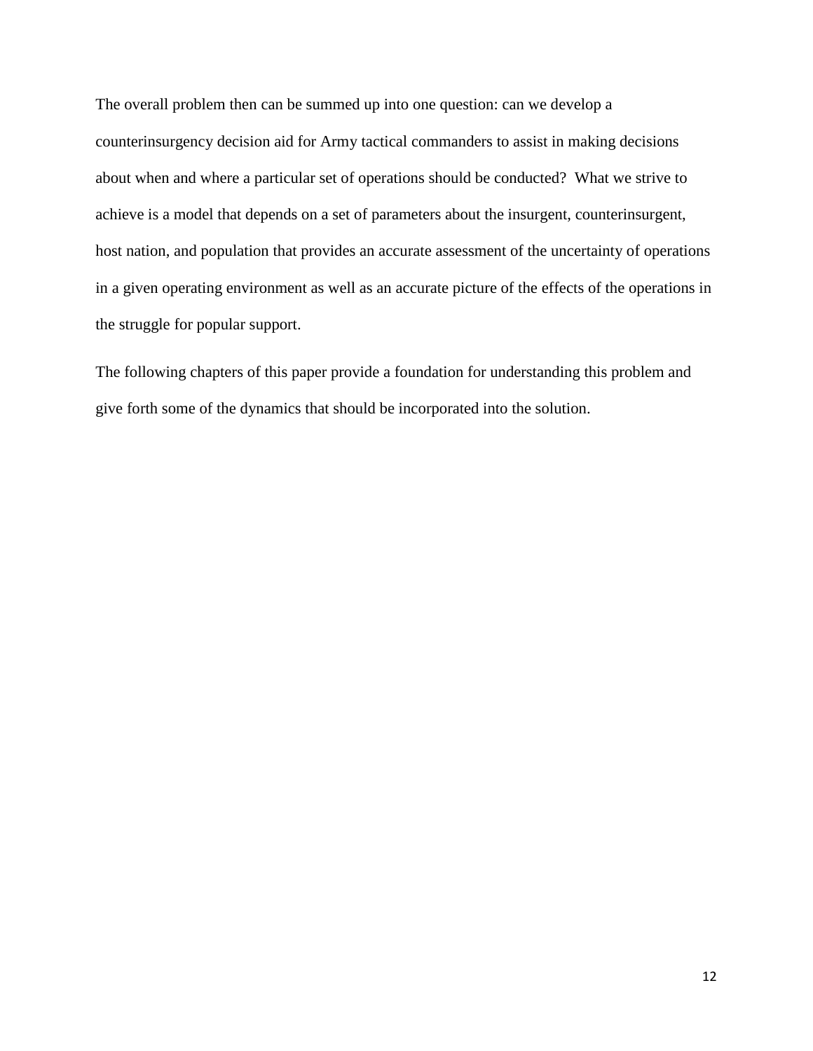The overall problem then can be summed up into one question: can we develop a counterinsurgency decision aid for Army tactical commanders to assist in making decisions about when and where a particular set of operations should be conducted? What we strive to achieve is a model that depends on a set of parameters about the insurgent, counterinsurgent, host nation, and population that provides an accurate assessment of the uncertainty of operations in a given operating environment as well as an accurate picture of the effects of the operations in the struggle for popular support.

The following chapters of this paper provide a foundation for understanding this problem and give forth some of the dynamics that should be incorporated into the solution.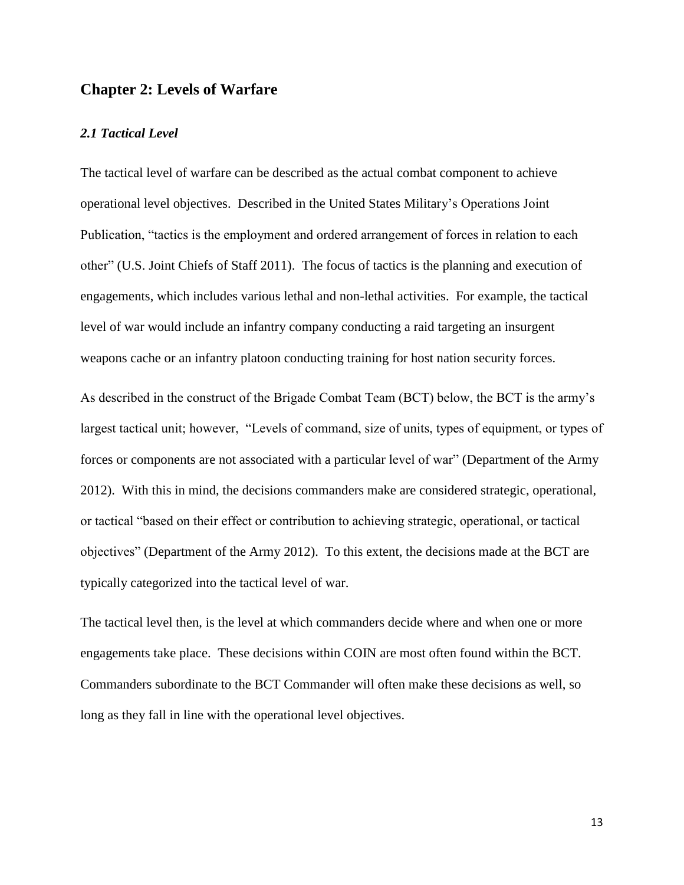## Chapter 2: Levels of Warfare

### *2.1 Tactical Level*

The tactical level of warfare can be described as the actual combat component to achieve operational level objectives. Described in the United States Military's Operations Joint Publication, "tactics is the employment and ordered arrangement of forces in relation to each other" (U.S. Joint Chiefs of Staff 2011). The focus of tactics is the planning and execution of engagements, which includes various lethal and non-lethal activities. For example, the tactical level of war would include an infantry company conducting a raid targeting an insurgent weapons cache or an infantry platoon conducting training for host nation security forces.

As described in the construct of the Brigade Combat Team (BCT) below, the BCT is the army's largest tactical unit; however, "Levels of command, size of units, types of equipment, or types of forces or components are not associated with a particular level of war" (Department of the Army 2012). With this in mind, the decisions commanders make are considered strategic, operational, or tactical "based on their effect or contribution to achieving strategic, operational, or tactical objectives" (Department of the Army 2012). To this extent, the decisions made at the BCT are typically categorized into the tactical level of war.

The tactical level then, is the level at which commanders decide where and when one or more engagements take place. These decisions within COIN are most often found within the BCT. Commanders subordinate to the BCT Commander will often make these decisions as well, so long as they fall in line with the operational level objectives.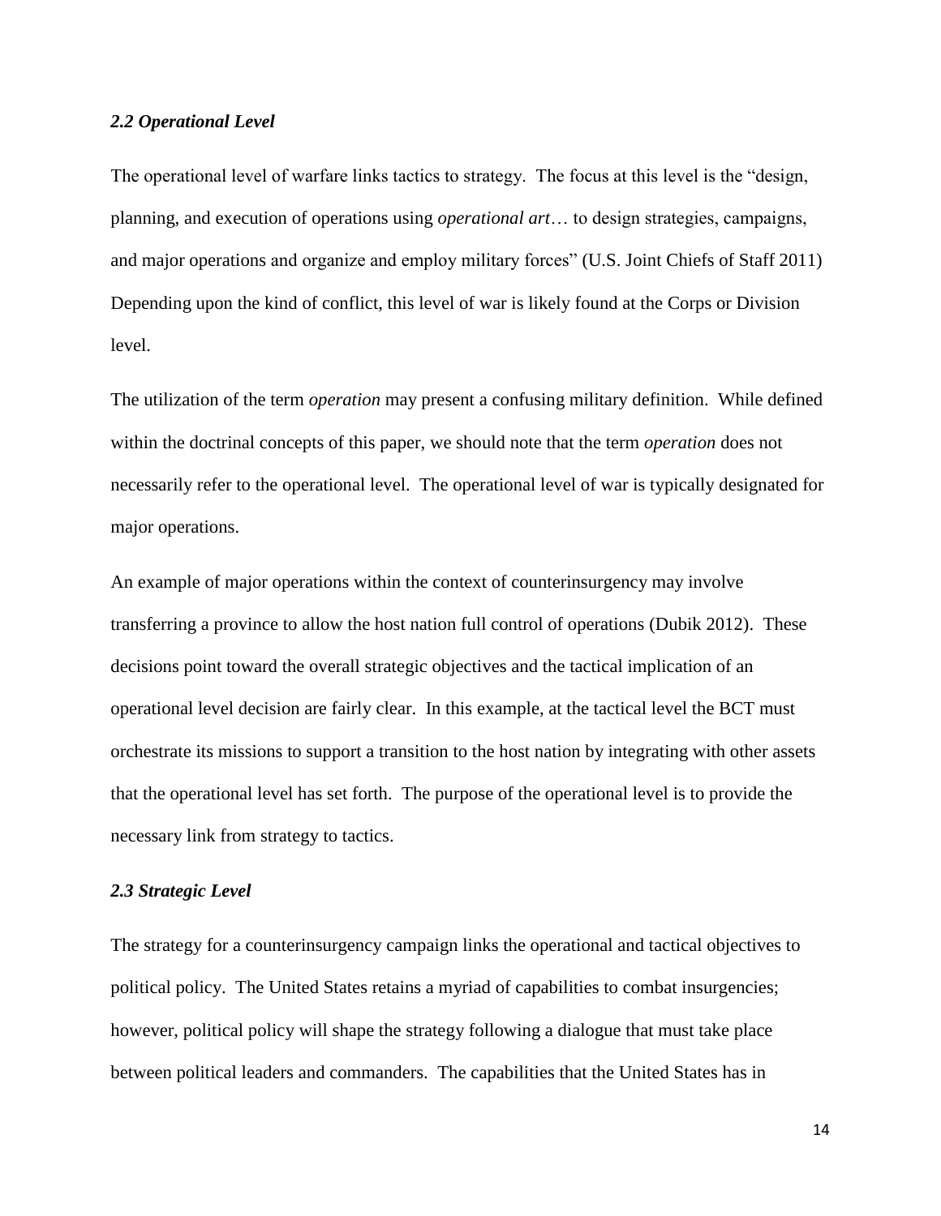### *2.2 Operational Level*

The operational level of warfare links tactics to strategy. The focus at this level is the "design, planning, and execution of operations using *operational art*… to design strategies, campaigns, and major operations and organize and employ military forces" (U.S. Joint Chiefs of Staff 2011) Depending upon the kind of conflict, this level of war is likely found at the Corps or Division level.

The utilization of the term *operation* may present a confusing military definition. While defined within the doctrinal concepts of this paper, we should note that the term *operation* does not necessarily refer to the operational level. The operational level of war is typically designated for major operations.

An example of major operations within the context of counterinsurgency may involve transferring a province to allow the host nation full control of operations (Dubik 2012). These decisions point toward the overall strategic objectives and the tactical implication of an operational level decision are fairly clear. In this example, at the tactical level the BCT must orchestrate its missions to support a transition to the host nation by integrating with other assets that the operational level has set forth. The purpose of the operational level is to provide the necessary link from strategy to tactics.

### *2.3 Strategic Level*

The strategy for a counterinsurgency campaign links the operational and tactical objectives to political policy. The United States retains a myriad of capabilities to combat insurgencies; however, political policy will shape the strategy following a dialogue that must take place between political leaders and commanders. The capabilities that the United States has in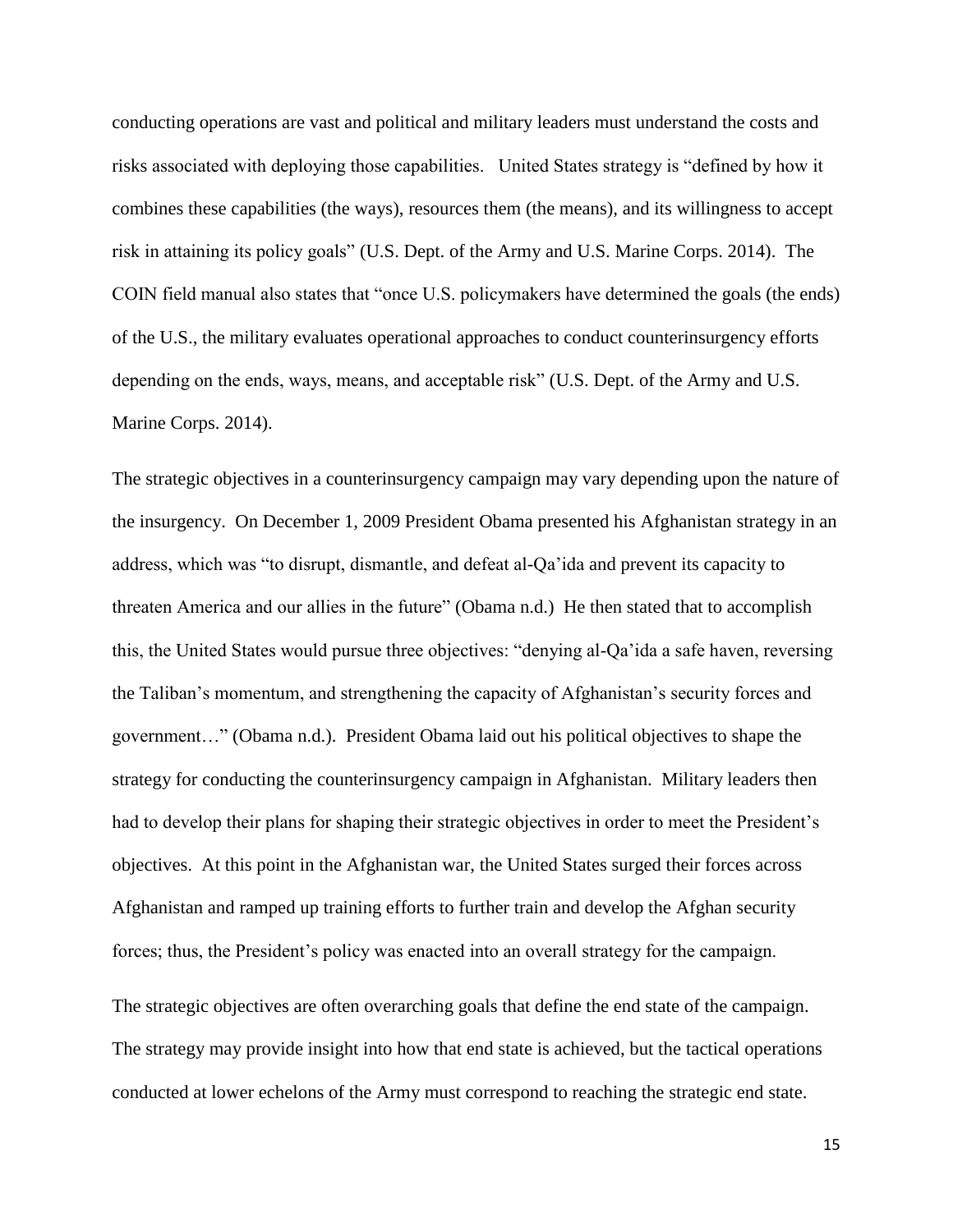conducting operations are vast and political and military leaders must understand the costs and risks associated with deploying those capabilities. United States strategy is "defined by how it combines these capabilities (the ways), resources them (the means), and its willingness to accept risk in attaining its policy goals" (U.S. Dept. of the Army and U.S. Marine Corps. 2014). The COIN field manual also states that "once U.S. policymakers have determined the goals (the ends) of the U.S., the military evaluates operational approaches to conduct counterinsurgency efforts depending on the ends, ways, means, and acceptable risk" (U.S. Dept. of the Army and U.S. Marine Corps. 2014).

The strategic objectives in a counterinsurgency campaign may vary depending upon the nature of the insurgency. On December 1, 2009 President Obama presented his Afghanistan strategy in an address, which was "to disrupt, dismantle, and defeat al-Qa'ida and prevent its capacity to threaten America and our allies in the future" (Obama n.d.) He then stated that to accomplish this, the United States would pursue three objectives: "denying al-Qa'ida a safe haven, reversing the Taliban's momentum, and strengthening the capacity of Afghanistan's security forces and government…" (Obama n.d.). President Obama laid out his political objectives to shape the strategy for conducting the counterinsurgency campaign in Afghanistan. Military leaders then had to develop their plans for shaping their strategic objectives in order to meet the President's objectives. At this point in the Afghanistan war, the United States surged their forces across Afghanistan and ramped up training efforts to further train and develop the Afghan security forces; thus, the President's policy was enacted into an overall strategy for the campaign.

The strategic objectives are often overarching goals that define the end state of the campaign. The strategy may provide insight into how that end state is achieved, but the tactical operations conducted at lower echelons of the Army must correspond to reaching the strategic end state.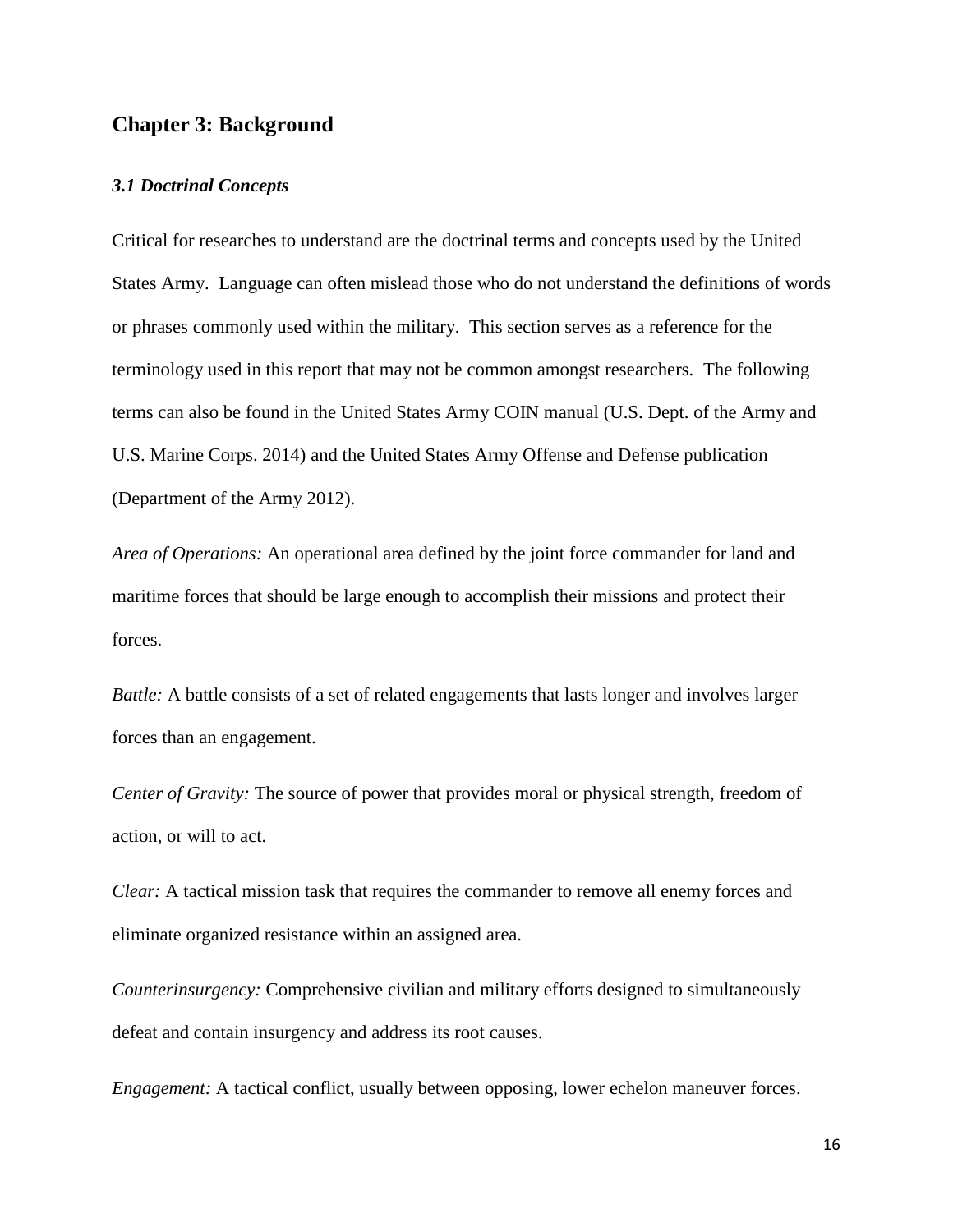## Chapter 3: Background

### *3.1 Doctrinal Concepts*

Critical for researches to understand are the doctrinal terms and concepts used by the United States Army. Language can often mislead those who do not understand the definitions of words or phrases commonly used within the military. This section serves as a reference for the terminology used in this report that may not be common amongst researchers. The following terms can also be found in the United States Army COIN manual (U.S. Dept. of the Army and U.S. Marine Corps. 2014) and the United States Army Offense and Defense publication (Department of the Army 2012).

*Area of Operations:* An operational area defined by the joint force commander for land and maritime forces that should be large enough to accomplish their missions and protect their forces.

*Battle:* A battle consists of a set of related engagements that lasts longer and involves larger forces than an engagement.

*Center of Gravity:* The source of power that provides moral or physical strength, freedom of action, or will to act.

*Clear:* A tactical mission task that requires the commander to remove all enemy forces and eliminate organized resistance within an assigned area.

*Counterinsurgency:* Comprehensive civilian and military efforts designed to simultaneously defeat and contain insurgency and address its root causes.

*Engagement:* A tactical conflict, usually between opposing, lower echelon maneuver forces.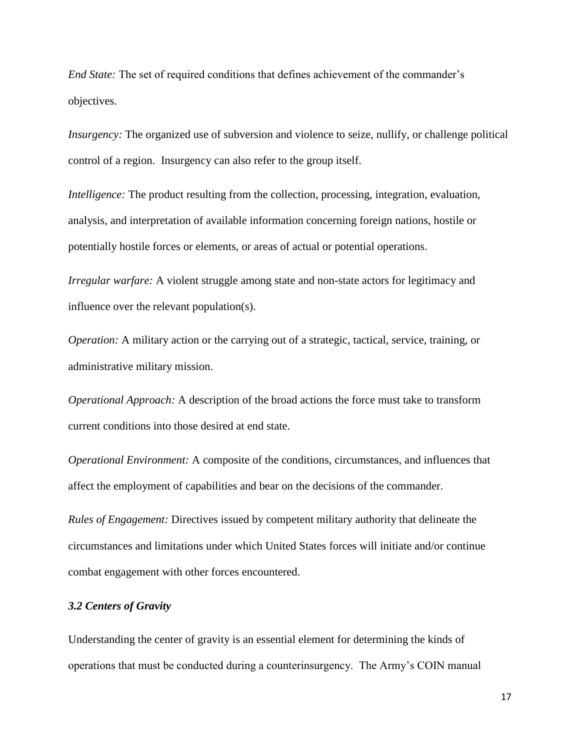*End State:* The set of required conditions that defines achievement of the commander's objectives.

*Insurgency:* The organized use of subversion and violence to seize, nullify, or challenge political control of a region. Insurgency can also refer to the group itself.

*Intelligence:* The product resulting from the collection, processing, integration, evaluation, analysis, and interpretation of available information concerning foreign nations, hostile or potentially hostile forces or elements, or areas of actual or potential operations.

*Irregular warfare:* A violent struggle among state and non-state actors for legitimacy and influence over the relevant population(s).

*Operation:* A military action or the carrying out of a strategic, tactical, service, training, or administrative military mission.

*Operational Approach:* A description of the broad actions the force must take to transform current conditions into those desired at end state.

*Operational Environment:* A composite of the conditions, circumstances, and influences that affect the employment of capabilities and bear on the decisions of the commander.

*Rules of Engagement:* Directives issued by competent military authority that delineate the circumstances and limitations under which United States forces will initiate and/or continue combat engagement with other forces encountered.

### *3.2 Centers of Gravity*

Understanding the center of gravity is an essential element for determining the kinds of operations that must be conducted during a counterinsurgency. The Army's COIN manual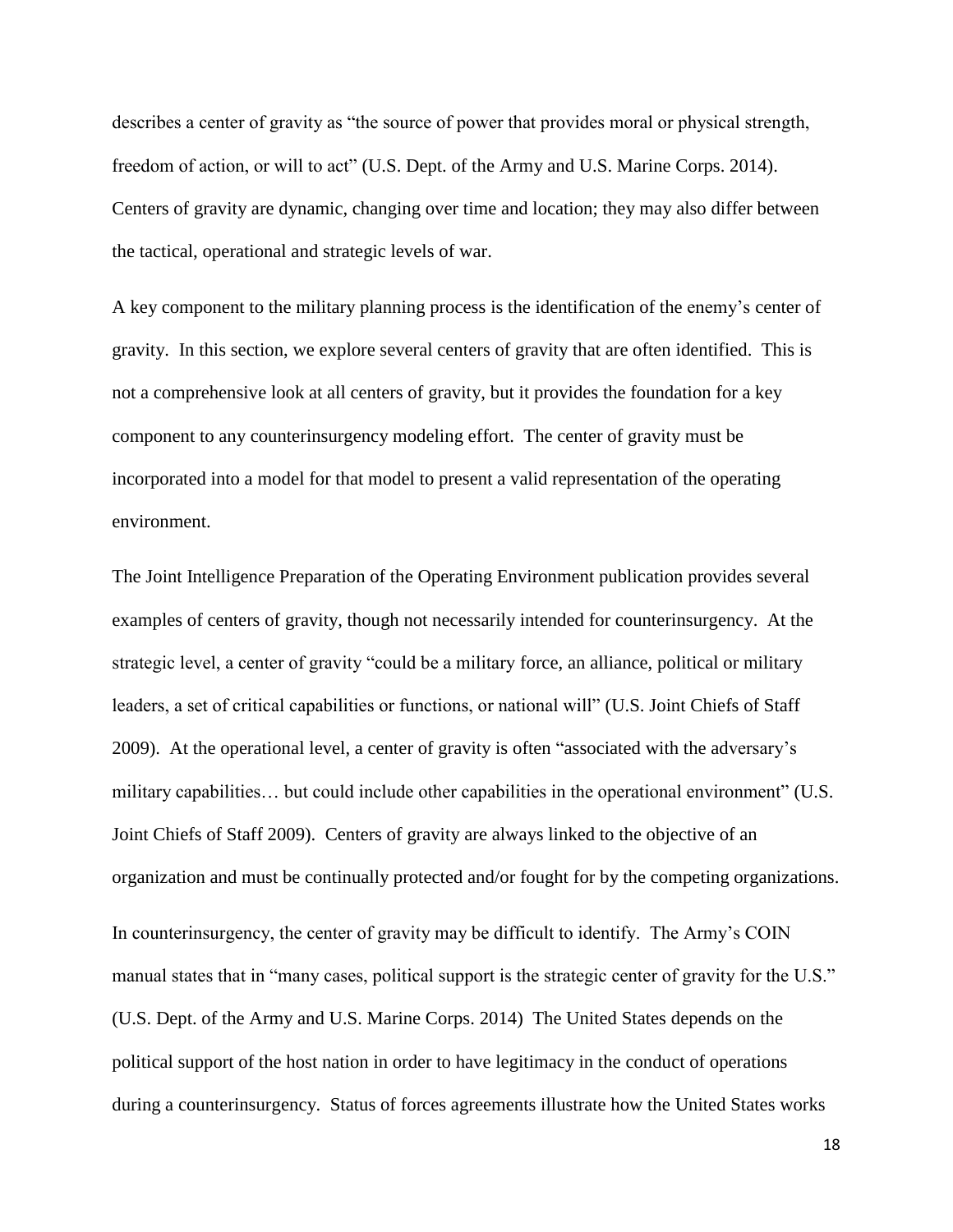describes a center of gravity as "the source of power that provides moral or physical strength, freedom of action, or will to act" (U.S. Dept. of the Army and U.S. Marine Corps. 2014). Centers of gravity are dynamic, changing over time and location; they may also differ between the tactical, operational and strategic levels of war.

A key component to the military planning process is the identification of the enemy's center of gravity. In this section, we explore several centers of gravity that are often identified. This is not a comprehensive look at all centers of gravity, but it provides the foundation for a key component to any counterinsurgency modeling effort. The center of gravity must be incorporated into a model for that model to present a valid representation of the operating environment.

The Joint Intelligence Preparation of the Operating Environment publication provides several examples of centers of gravity, though not necessarily intended for counterinsurgency. At the strategic level, a center of gravity "could be a military force, an alliance, political or military leaders, a set of critical capabilities or functions, or national will" (U.S. Joint Chiefs of Staff 2009). At the operational level, a center of gravity is often "associated with the adversary's military capabilities… but could include other capabilities in the operational environment" (U.S. Joint Chiefs of Staff 2009). Centers of gravity are always linked to the objective of an organization and must be continually protected and/or fought for by the competing organizations.

In counterinsurgency, the center of gravity may be difficult to identify. The Army's COIN manual states that in "many cases, political support is the strategic center of gravity for the U.S." (U.S. Dept. of the Army and U.S. Marine Corps. 2014) The United States depends on the political support of the host nation in order to have legitimacy in the conduct of operations during a counterinsurgency. Status of forces agreements illustrate how the United States works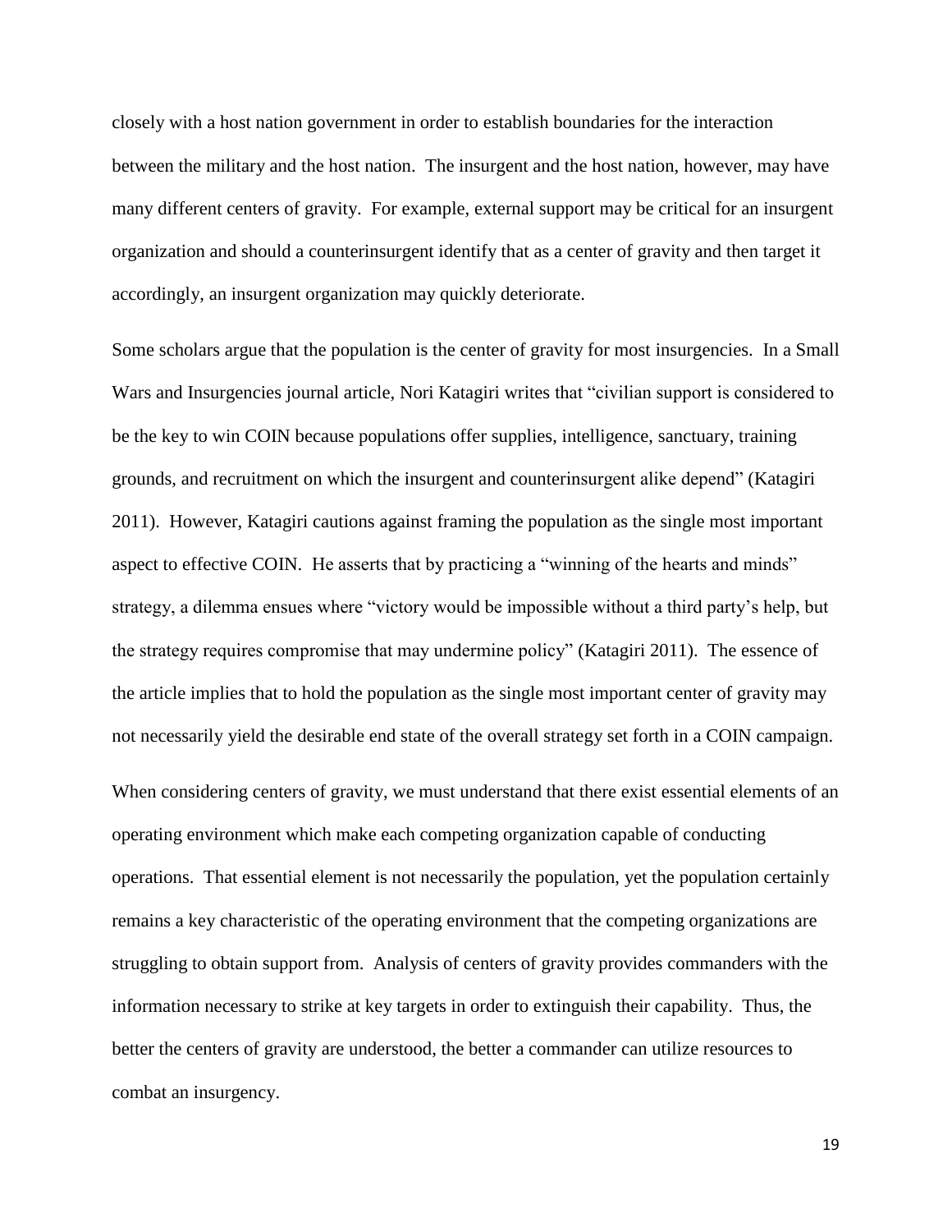closely with a host nation government in order to establish boundaries for the interaction between the military and the host nation. The insurgent and the host nation, however, may have many different centers of gravity. For example, external support may be critical for an insurgent organization and should a counterinsurgent identify that as a center of gravity and then target it accordingly, an insurgent organization may quickly deteriorate.

Some scholars argue that the population is the center of gravity for most insurgencies. In a Small Wars and Insurgencies journal article, Nori Katagiri writes that "civilian support is considered to be the key to win COIN because populations offer supplies, intelligence, sanctuary, training grounds, and recruitment on which the insurgent and counterinsurgent alike depend" (Katagiri 2011). However, Katagiri cautions against framing the population as the single most important aspect to effective COIN. He asserts that by practicing a "winning of the hearts and minds" strategy, a dilemma ensues where "victory would be impossible without a third party's help, but the strategy requires compromise that may undermine policy" (Katagiri 2011). The essence of the article implies that to hold the population as the single most important center of gravity may not necessarily yield the desirable end state of the overall strategy set forth in a COIN campaign.

When considering centers of gravity, we must understand that there exist essential elements of an operating environment which make each competing organization capable of conducting operations. That essential element is not necessarily the population, yet the population certainly remains a key characteristic of the operating environment that the competing organizations are struggling to obtain support from. Analysis of centers of gravity provides commanders with the information necessary to strike at key targets in order to extinguish their capability. Thus, the better the centers of gravity are understood, the better a commander can utilize resources to combat an insurgency.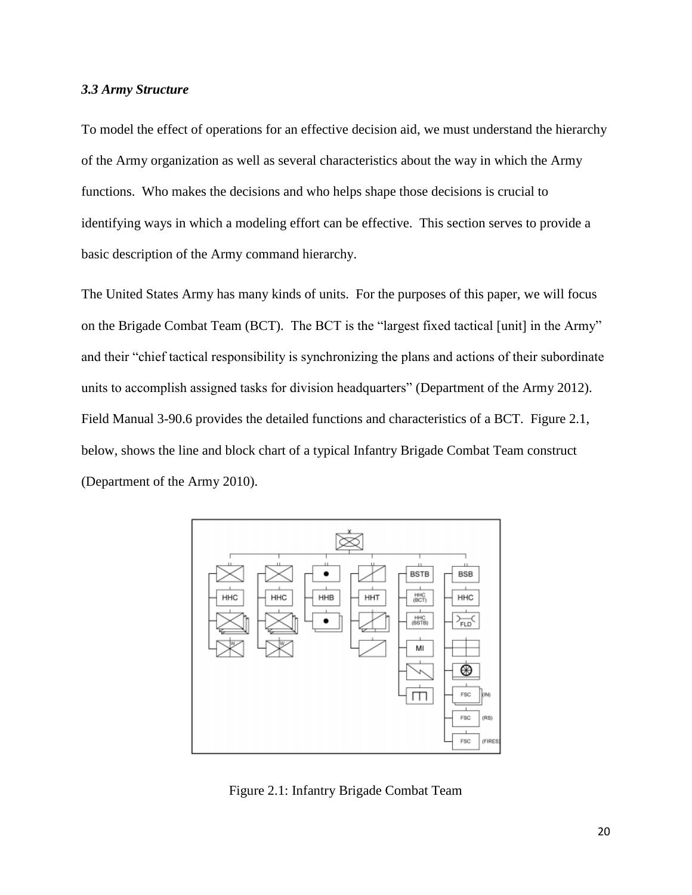### *3.3 Army Structure*

To model the effect of operations for an effective decision aid, we must understand the hierarchy of the Army organization as well as several characteristics about the way in which the Army functions. Who makes the decisions and who helps shape those decisions is crucial to identifying ways in which a modeling effort can be effective. This section serves to provide a basic description of the Army command hierarchy.

The United States Army has many kinds of units. For the purposes of this paper, we will focus on the Brigade Combat Team (BCT). The BCT is the "largest fixed tactical [unit] in the Army" and their "chief tactical responsibility is synchronizing the plans and actions of their subordinate units to accomplish assigned tasks for division headquarters" (Department of the Army 2012). Field Manual 3-90.6 provides the detailed functions and characteristics of a BCT. Figure 2.1, below, shows the line and block chart of a typical Infantry Brigade Combat Team construct (Department of the Army 2010).

Figure 2.1: Infantry Brigade Combat Team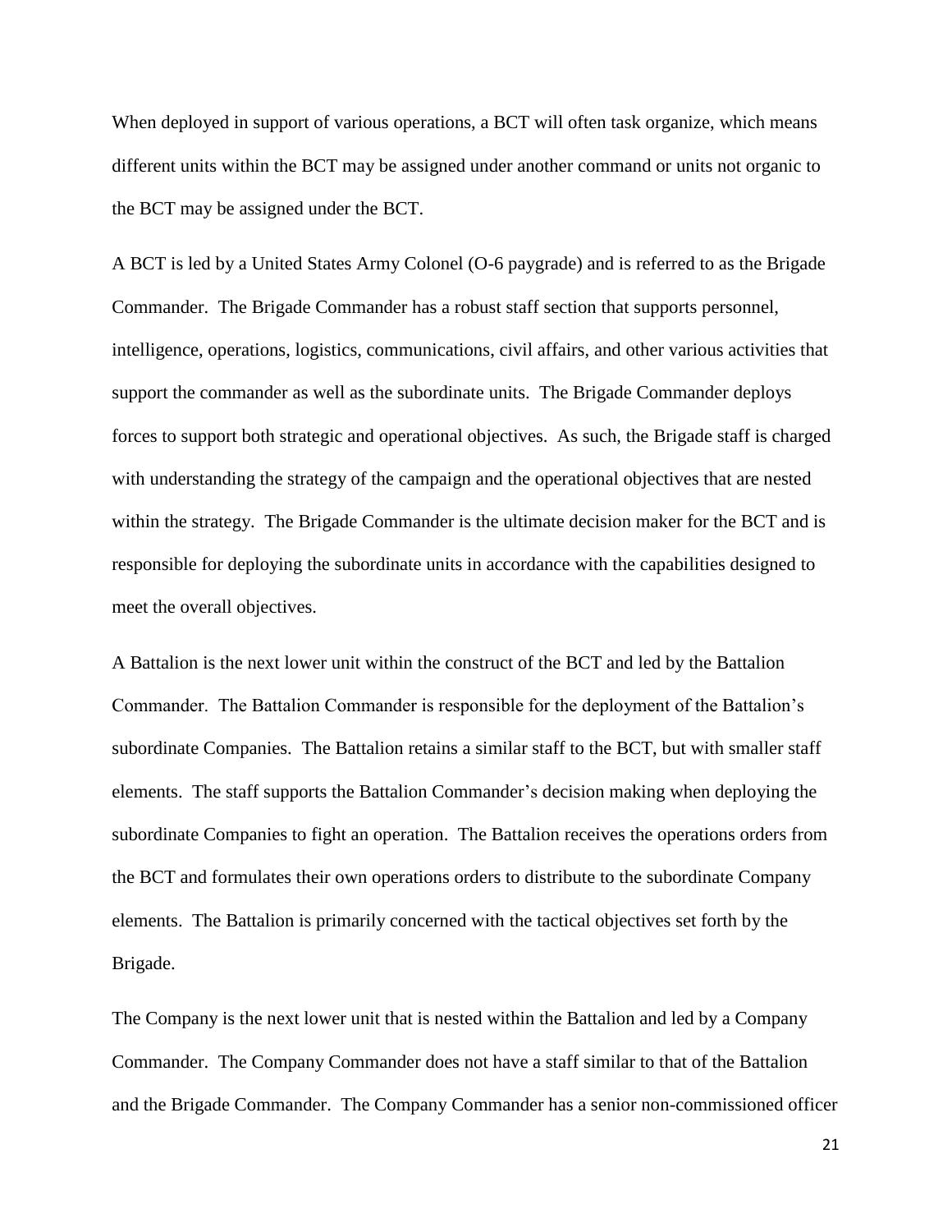When deployed in support of various operations, a BCT will often task organize, which means different units within the BCT may be assigned under another command or units not organic to the BCT may be assigned under the BCT.

A BCT is led by a United States Army Colonel (O-6 paygrade) and is referred to as the Brigade Commander. The Brigade Commander has a robust staff section that supports personnel, intelligence, operations, logistics, communications, civil affairs, and other various activities that support the commander as well as the subordinate units. The Brigade Commander deploys forces to support both strategic and operational objectives. As such, the Brigade staff is charged with understanding the strategy of the campaign and the operational objectives that are nested within the strategy. The Brigade Commander is the ultimate decision maker for the BCT and is responsible for deploying the subordinate units in accordance with the capabilities designed to meet the overall objectives.

A Battalion is the next lower unit within the construct of the BCT and led by the Battalion Commander. The Battalion Commander is responsible for the deployment of the Battalion's subordinate Companies. The Battalion retains a similar staff to the BCT, but with smaller staff elements. The staff supports the Battalion Commander's decision making when deploying the subordinate Companies to fight an operation. The Battalion receives the operations orders from the BCT and formulates their own operations orders to distribute to the subordinate Company elements. The Battalion is primarily concerned with the tactical objectives set forth by the Brigade.

The Company is the next lower unit that is nested within the Battalion and led by a Company Commander. The Company Commander does not have a staff similar to that of the Battalion and the Brigade Commander. The Company Commander has a senior non-commissioned officer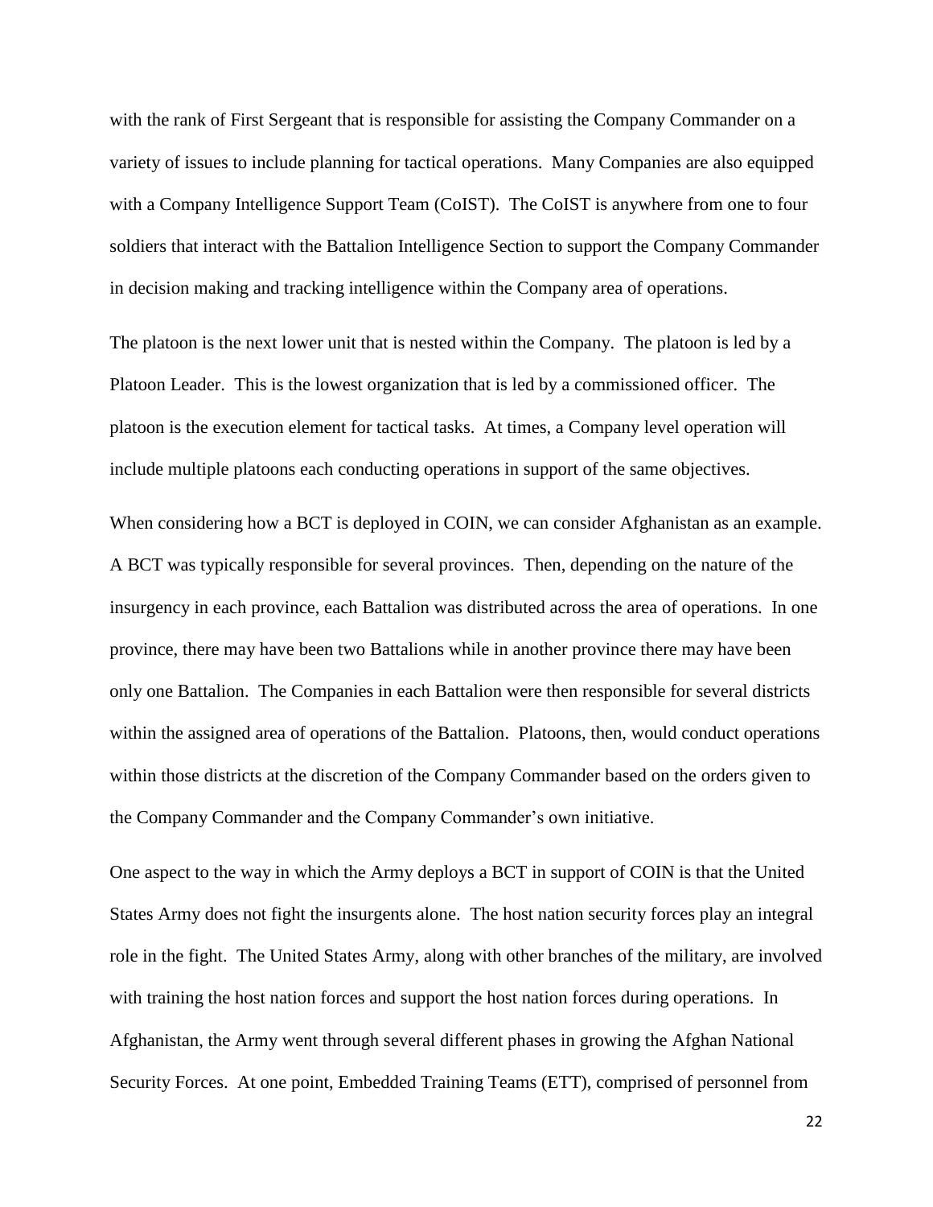with the rank of First Sergeant that is responsible for assisting the Company Commander on a variety of issues to include planning for tactical operations. Many Companies are also equipped with a Company Intelligence Support Team (CoIST). The CoIST is anywhere from one to four soldiers that interact with the Battalion Intelligence Section to support the Company Commander in decision making and tracking intelligence within the Company area of operations.

The platoon is the next lower unit that is nested within the Company. The platoon is led by a Platoon Leader. This is the lowest organization that is led by a commissioned officer. The platoon is the execution element for tactical tasks. At times, a Company level operation will include multiple platoons each conducting operations in support of the same objectives.

When considering how a BCT is deployed in COIN, we can consider Afghanistan as an example. A BCT was typically responsible for several provinces. Then, depending on the nature of the insurgency in each province, each Battalion was distributed across the area of operations. In one province, there may have been two Battalions while in another province there may have been only one Battalion. The Companies in each Battalion were then responsible for several districts within the assigned area of operations of the Battalion. Platoons, then, would conduct operations within those districts at the discretion of the Company Commander based on the orders given to the Company Commander and the Company Commander's own initiative.

One aspect to the way in which the Army deploys a BCT in support of COIN is that the United States Army does not fight the insurgents alone. The host nation security forces play an integral role in the fight. The United States Army, along with other branches of the military, are involved with training the host nation forces and support the host nation forces during operations. In Afghanistan, the Army went through several different phases in growing the Afghan National Security Forces. At one point, Embedded Training Teams (ETT), comprised of personnel from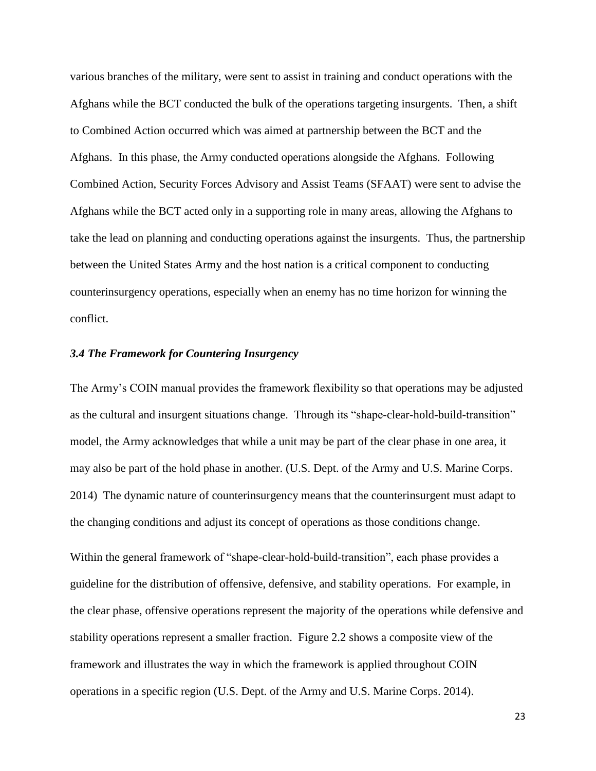various branches of the military, were sent to assist in training and conduct operations with the Afghans while the BCT conducted the bulk of the operations targeting insurgents. Then, a shift to Combined Action occurred which was aimed at partnership between the BCT and the Afghans. In this phase, the Army conducted operations alongside the Afghans. Following Combined Action, Security Forces Advisory and Assist Teams (SFAAT) were sent to advise the Afghans while the BCT acted only in a supporting role in many areas, allowing the Afghans to take the lead on planning and conducting operations against the insurgents. Thus, the partnership between the United States Army and the host nation is a critical component to conducting counterinsurgency operations, especially when an enemy has no time horizon for winning the conflict.

### *3.4 The Framework for Countering Insurgency*

The Army's COIN manual provides the framework flexibility so that operations may be adjusted as the cultural and insurgent situations change. Through its "shape-clear-hold-build-transition" model, the Army acknowledges that while a unit may be part of the clear phase in one area, it may also be part of the hold phase in another. (U.S. Dept. of the Army and U.S. Marine Corps. 2014) The dynamic nature of counterinsurgency means that the counterinsurgent must adapt to the changing conditions and adjust its concept of operations as those conditions change.

Within the general framework of "shape-clear-hold-build-transition", each phase provides a guideline for the distribution of offensive, defensive, and stability operations. For example, in the clear phase, offensive operations represent the majority of the operations while defensive and stability operations represent a smaller fraction. Figure 2.2 shows a composite view of the framework and illustrates the way in which the framework is applied throughout COIN operations in a specific region (U.S. Dept. of the Army and U.S. Marine Corps. 2014).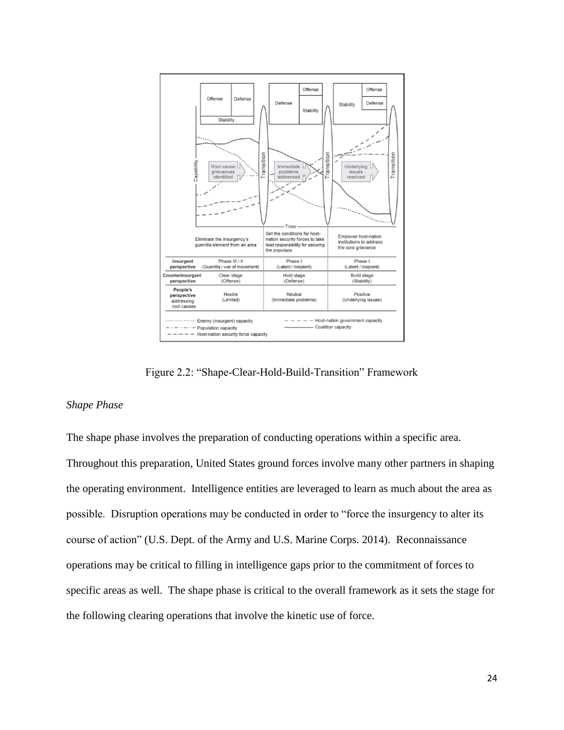Figure 2.2: "Shape-Clear-Hold-Build-Transition" Framework

*Shape Phase*

The shape phase involves the preparation of conducting operations within a specific area. Throughout this preparation, United States ground forces involve many other partners in shaping the operating environment. Intelligence entities are leveraged to learn as much about the area as possible. Disruption operations may be conducted in order to "force the insurgency to alter its course of action" (U.S. Dept. of the Army and U.S. Marine Corps. 2014). Reconnaissance operations may be critical to filling in intelligence gaps prior to the commitment of forces to specific areas as well. The shape phase is critical to the overall framework as it sets the stage for the following clearing operations that involve the kinetic use of force.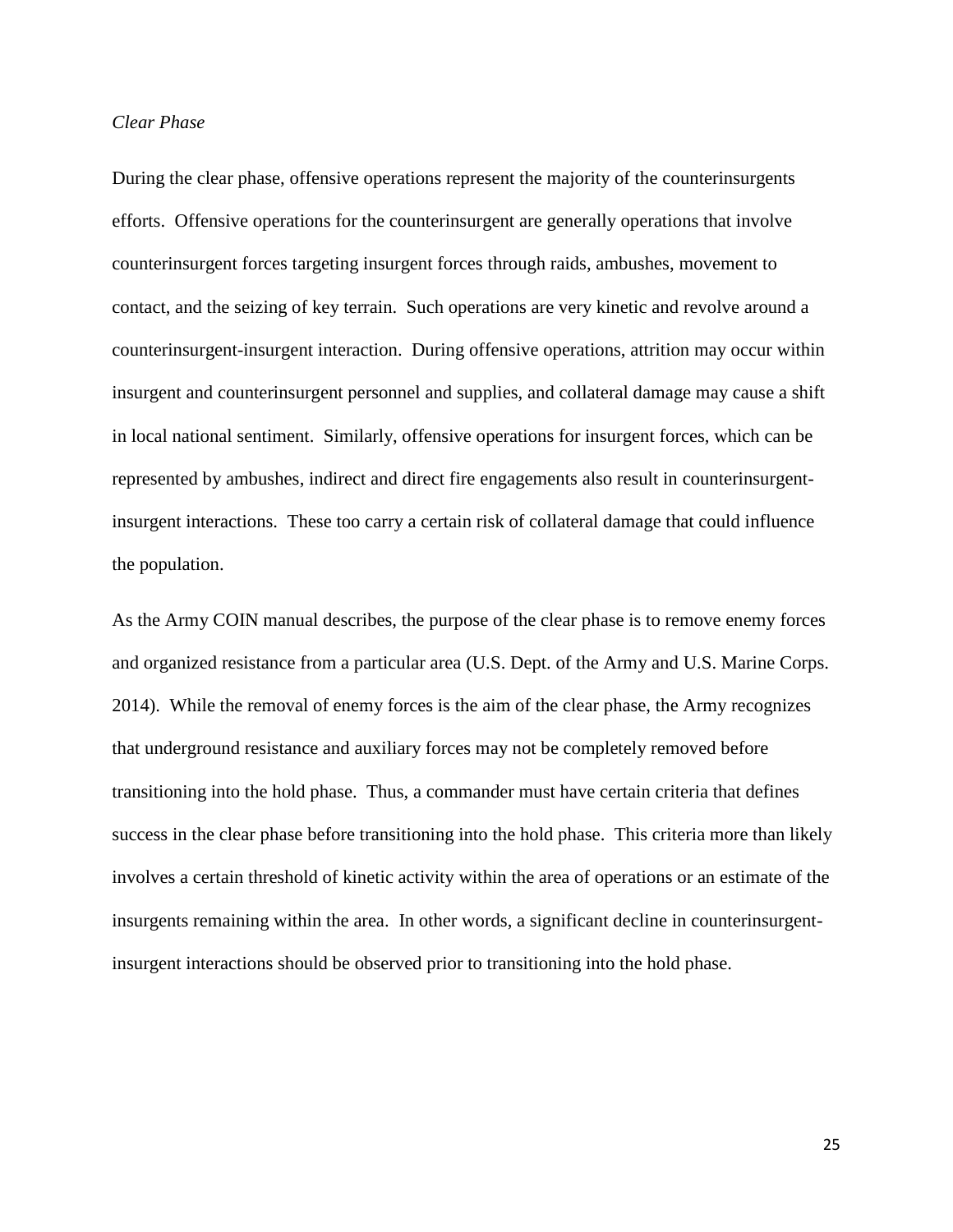*Clear Phase*

During the clear phase, offensive operations represent the majority of the counterinsurgents efforts. Offensive operations for the counterinsurgent are generally operations that involve counterinsurgent forces targeting insurgent forces through raids, ambushes, movement to contact, and the seizing of key terrain. Such operations are very kinetic and revolve around a counterinsurgent-insurgent interaction. During offensive operations, attrition may occur within insurgent and counterinsurgent personnel and supplies, and collateral damage may cause a shift in local national sentiment. Similarly, offensive operations for insurgent forces, which can be represented by ambushes, indirect and direct fire engagements also result in counterinsurgent-insurgent interactions. These too carry a certain risk of collateral damage that could influence the population.

As the Army COIN manual describes, the purpose of the clear phase is to remove enemy forces and organized resistance from a particular area (U.S. Dept. of the Army and U.S. Marine Corps. 2014). While the removal of enemy forces is the aim of the clear phase, the Army recognizes that underground resistance and auxiliary forces may not be completely removed before transitioning into the hold phase. Thus, a commander must have certain criteria that defines success in the clear phase before transitioning into the hold phase. This criteria more than likely involves a certain threshold of kinetic activity within the area of operations or an estimate of the insurgents remaining within the area. In other words, a significant decline in counterinsurgent-insurgent interactions should be observed prior to transitioning into the hold phase.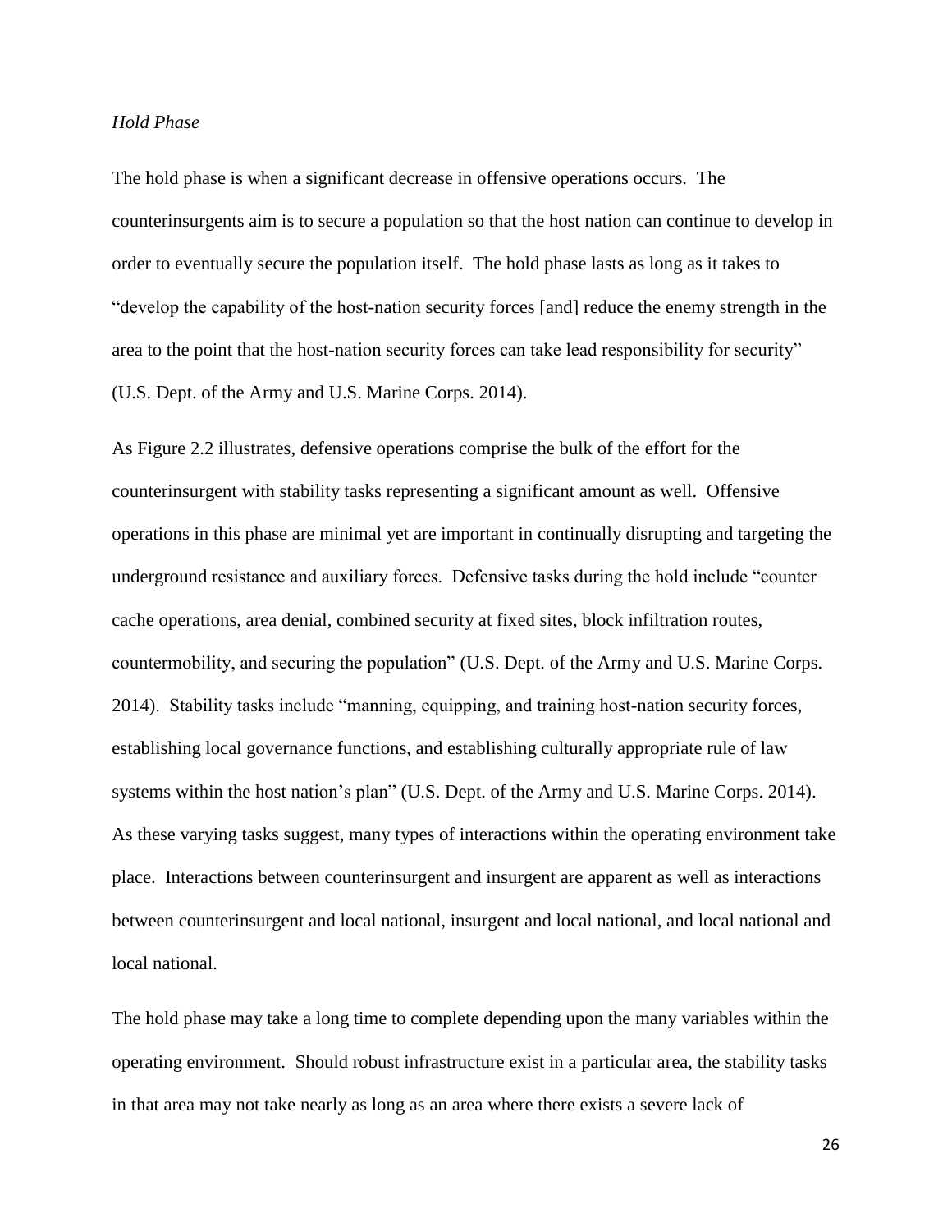*Hold Phase*

The hold phase is when a significant decrease in offensive operations occurs. The counterinsurgents aim is to secure a population so that the host nation can continue to develop in order to eventually secure the population itself. The hold phase lasts as long as it takes to "develop the capability of the host-nation security forces [and] reduce the enemy strength in the area to the point that the host-nation security forces can take lead responsibility for security" (U.S. Dept. of the Army and U.S. Marine Corps. 2014).

As Figure 2.2 illustrates, defensive operations comprise the bulk of the effort for the counterinsurgent with stability tasks representing a significant amount as well. Offensive operations in this phase are minimal yet are important in continually disrupting and targeting the underground resistance and auxiliary forces. Defensive tasks during the hold include "counter cache operations, area denial, combined security at fixed sites, block infiltration routes, countermobility, and securing the population" (U.S. Dept. of the Army and U.S. Marine Corps. 2014). Stability tasks include "manning, equipping, and training host-nation security forces, establishing local governance functions, and establishing culturally appropriate rule of law systems within the host nation's plan" (U.S. Dept. of the Army and U.S. Marine Corps. 2014). As these varying tasks suggest, many types of interactions within the operating environment take place. Interactions between counterinsurgent and insurgent are apparent as well as interactions between counterinsurgent and local national, insurgent and local national, and local national and local national.

The hold phase may take a long time to complete depending upon the many variables within the operating environment. Should robust infrastructure exist in a particular area, the stability tasks in that area may not take nearly as long as an area where there exists a severe lack of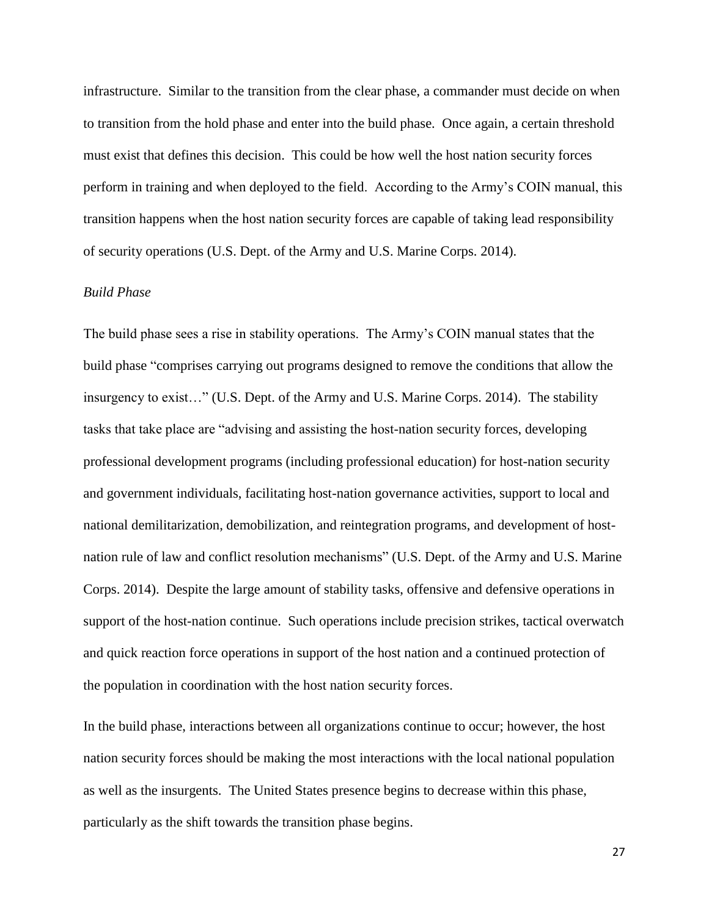infrastructure. Similar to the transition from the clear phase, a commander must decide on when to transition from the hold phase and enter into the build phase. Once again, a certain threshold must exist that defines this decision. This could be how well the host nation security forces perform in training and when deployed to the field. According to the Army's COIN manual, this transition happens when the host nation security forces are capable of taking lead responsibility of security operations (U.S. Dept. of the Army and U.S. Marine Corps. 2014).

*Build Phase*

The build phase sees a rise in stability operations. The Army's COIN manual states that the build phase "comprises carrying out programs designed to remove the conditions that allow the insurgency to exist…" (U.S. Dept. of the Army and U.S. Marine Corps. 2014). The stability tasks that take place are "advising and assisting the host-nation security forces, developing professional development programs (including professional education) for host-nation security and government individuals, facilitating host-nation governance activities, support to local and national demilitarization, demobilization, and reintegration programs, and development of host-nation rule of law and conflict resolution mechanisms" (U.S. Dept. of the Army and U.S. Marine Corps. 2014). Despite the large amount of stability tasks, offensive and defensive operations in support of the host-nation continue. Such operations include precision strikes, tactical overwatch and quick reaction force operations in support of the host nation and a continued protection of the population in coordination with the host nation security forces.

In the build phase, interactions between all organizations continue to occur; however, the host nation security forces should be making the most interactions with the local national population as well as the insurgents. The United States presence begins to decrease within this phase, particularly as the shift towards the transition phase begins.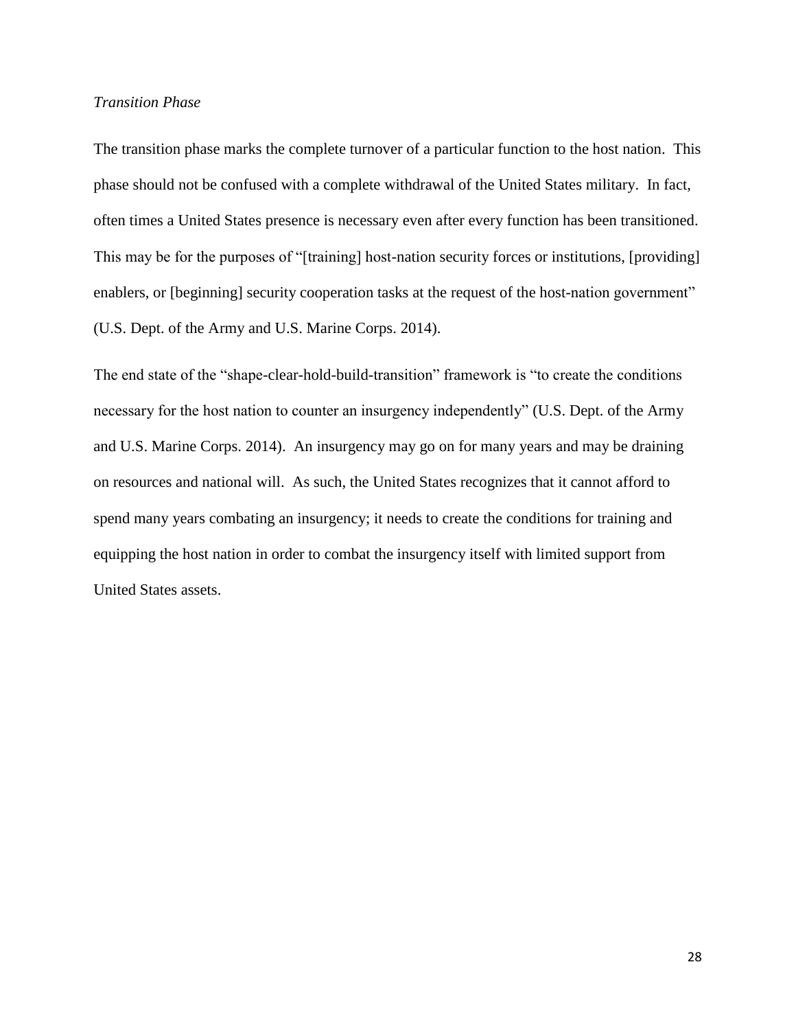*Transition Phase*

The transition phase marks the complete turnover of a particular function to the host nation. This phase should not be confused with a complete withdrawal of the United States military. In fact, often times a United States presence is necessary even after every function has been transitioned. This may be for the purposes of "[training] host-nation security forces or institutions, [providing] enablers, or [beginning] security cooperation tasks at the request of the host-nation government" (U.S. Dept. of the Army and U.S. Marine Corps. 2014).

The end state of the "shape-clear-hold-build-transition" framework is "to create the conditions necessary for the host nation to counter an insurgency independently" (U.S. Dept. of the Army and U.S. Marine Corps. 2014). An insurgency may go on for many years and may be draining on resources and national will. As such, the United States recognizes that it cannot afford to spend many years combating an insurgency; it needs to create the conditions for training and equipping the host nation in order to combat the insurgency itself with limited support from United States assets.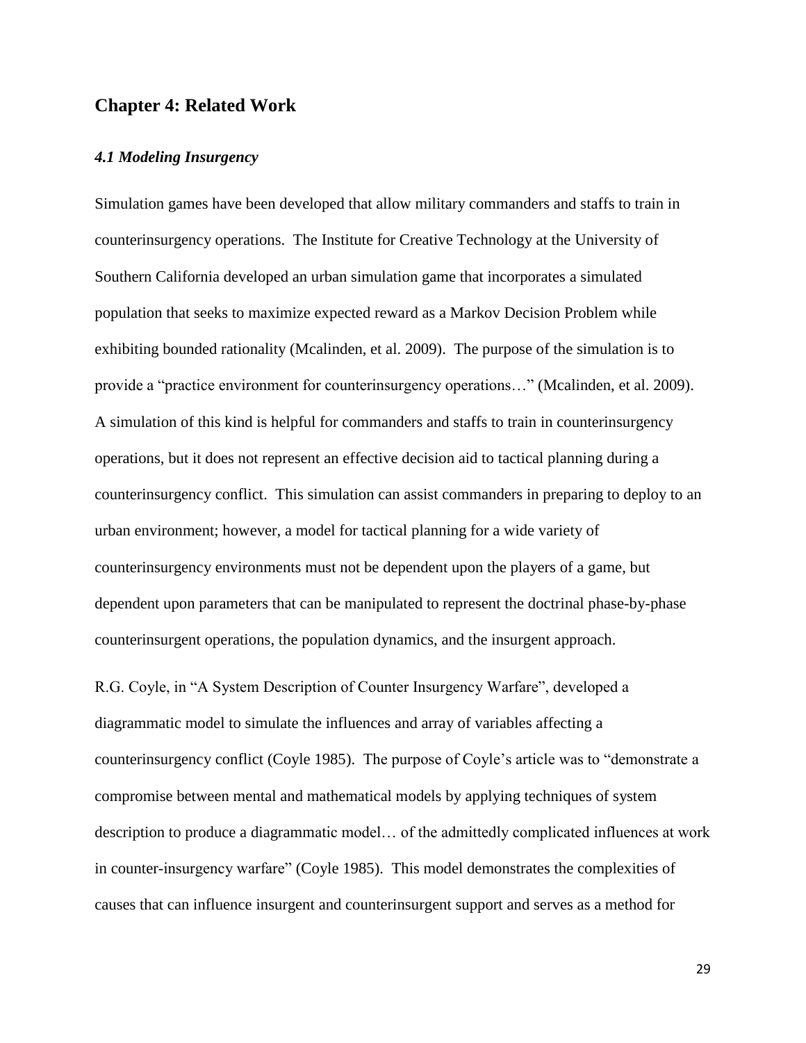## Chapter 4: Related Work

### *4.1 Modeling Insurgency*

Simulation games have been developed that allow military commanders and staffs to train in counterinsurgency operations. The Institute for Creative Technology at the University of Southern California developed an urban simulation game that incorporates a simulated population that seeks to maximize expected reward as a Markov Decision Problem while exhibiting bounded rationality (Mcalinden, et al. 2009). The purpose of the simulation is to provide a "practice environment for counterinsurgency operations…" (Mcalinden, et al. 2009). A simulation of this kind is helpful for commanders and staffs to train in counterinsurgency operations, but it does not represent an effective decision aid to tactical planning during a counterinsurgency conflict. This simulation can assist commanders in preparing to deploy to an urban environment; however, a model for tactical planning for a wide variety of counterinsurgency environments must not be dependent upon the players of a game, but dependent upon parameters that can be manipulated to represent the doctrinal phase-by-phase counterinsurgent operations, the population dynamics, and the insurgent approach.

R.G. Coyle, in "A System Description of Counter Insurgency Warfare", developed a diagrammatic model to simulate the influences and array of variables affecting a counterinsurgency conflict (Coyle 1985). The purpose of Coyle's article was to "demonstrate a compromise between mental and mathematical models by applying techniques of system description to produce a diagrammatic model… of the admittedly complicated influences at work in counter-insurgency warfare" (Coyle 1985). This model demonstrates the complexities of causes that can influence insurgent and counterinsurgent support and serves as a method for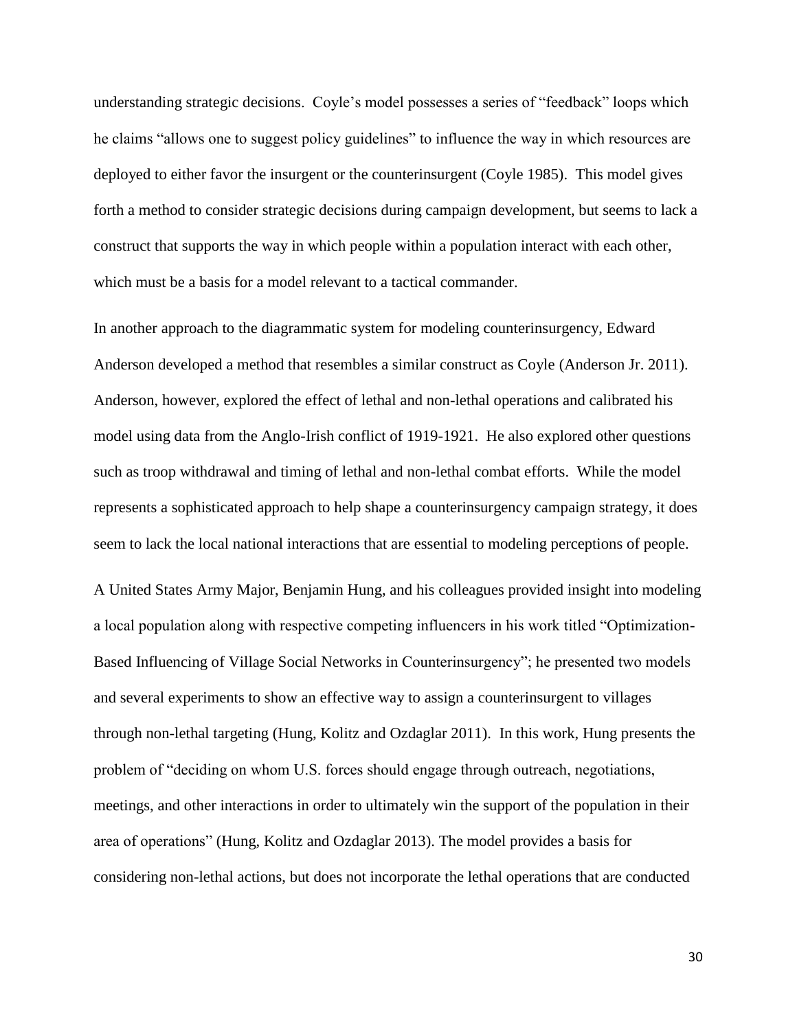understanding strategic decisions. Coyle's model possesses a series of "feedback" loops which he claims "allows one to suggest policy guidelines" to influence the way in which resources are deployed to either favor the insurgent or the counterinsurgent (Coyle 1985). This model gives forth a method to consider strategic decisions during campaign development, but seems to lack a construct that supports the way in which people within a population interact with each other, which must be a basis for a model relevant to a tactical commander.

In another approach to the diagrammatic system for modeling counterinsurgency, Edward Anderson developed a method that resembles a similar construct as Coyle (Anderson Jr. 2011). Anderson, however, explored the effect of lethal and non-lethal operations and calibrated his model using data from the Anglo-Irish conflict of 1919-1921. He also explored other questions such as troop withdrawal and timing of lethal and non-lethal combat efforts. While the model represents a sophisticated approach to help shape a counterinsurgency campaign strategy, it does seem to lack the local national interactions that are essential to modeling perceptions of people.

A United States Army Major, Benjamin Hung, and his colleagues provided insight into modeling a local population along with respective competing influencers in his work titled "Optimization-Based Influencing of Village Social Networks in Counterinsurgency"; he presented two models and several experiments to show an effective way to assign a counterinsurgent to villages through non-lethal targeting (Hung, Kolitz and Ozdaglar 2011). In this work, Hung presents the problem of "deciding on whom U.S. forces should engage through outreach, negotiations, meetings, and other interactions in order to ultimately win the support of the population in their area of operations" (Hung, Kolitz and Ozdaglar 2013). The model provides a basis for considering non-lethal actions, but does not incorporate the lethal operations that are conducted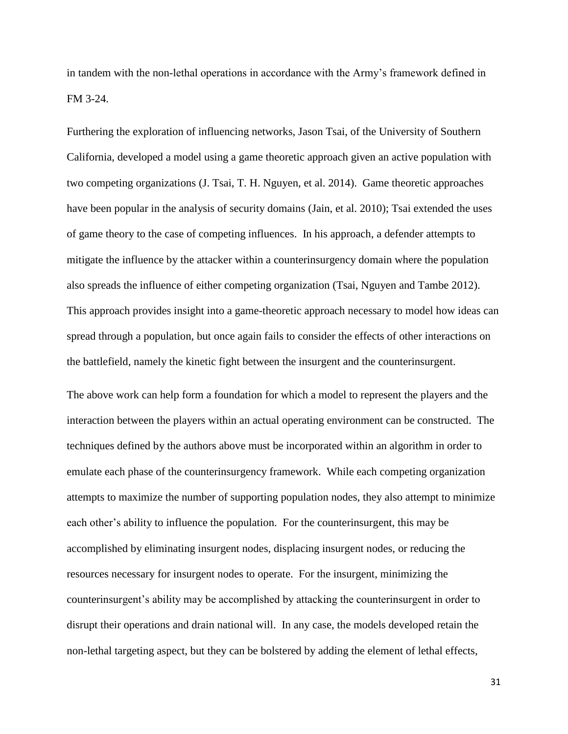in tandem with the non-lethal operations in accordance with the Army's framework defined in FM 3-24.

Furthering the exploration of influencing networks, Jason Tsai, of the University of Southern California, developed a model using a game theoretic approach given an active population with two competing organizations (J. Tsai, T. H. Nguyen, et al. 2014). Game theoretic approaches have been popular in the analysis of security domains (Jain, et al. 2010); Tsai extended the uses of game theory to the case of competing influences. In his approach, a defender attempts to mitigate the influence by the attacker within a counterinsurgency domain where the population also spreads the influence of either competing organization (Tsai, Nguyen and Tambe 2012). This approach provides insight into a game-theoretic approach necessary to model how ideas can spread through a population, but once again fails to consider the effects of other interactions on the battlefield, namely the kinetic fight between the insurgent and the counterinsurgent.

The above work can help form a foundation for which a model to represent the players and the interaction between the players within an actual operating environment can be constructed. The techniques defined by the authors above must be incorporated within an algorithm in order to emulate each phase of the counterinsurgency framework. While each competing organization attempts to maximize the number of supporting population nodes, they also attempt to minimize each other's ability to influence the population. For the counterinsurgent, this may be accomplished by eliminating insurgent nodes, displacing insurgent nodes, or reducing the resources necessary for insurgent nodes to operate. For the insurgent, minimizing the counterinsurgent's ability may be accomplished by attacking the counterinsurgent in order to disrupt their operations and drain national will. In any case, the models developed retain the non-lethal targeting aspect, but they can be bolstered by adding the element of lethal effects,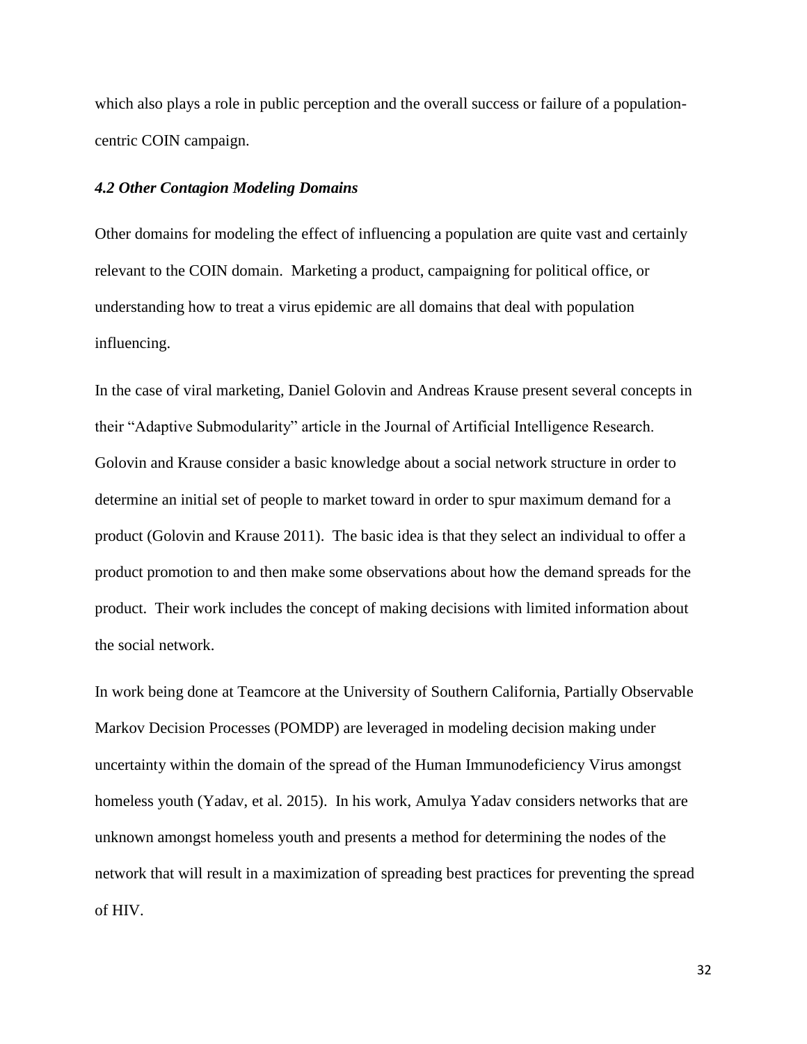which also plays a role in public perception and the overall success or failure of a population-centric COIN campaign.

### *4.2 Other Contagion Modeling Domains*

Other domains for modeling the effect of influencing a population are quite vast and certainly relevant to the COIN domain. Marketing a product, campaigning for political office, or understanding how to treat a virus epidemic are all domains that deal with population influencing.

In the case of viral marketing, Daniel Golovin and Andreas Krause present several concepts in their "Adaptive Submodularity" article in the Journal of Artificial Intelligence Research. Golovin and Krause consider a basic knowledge about a social network structure in order to determine an initial set of people to market toward in order to spur maximum demand for a product (Golovin and Krause 2011). The basic idea is that they select an individual to offer a product promotion to and then make some observations about how the demand spreads for the product. Their work includes the concept of making decisions with limited information about the social network.

In work being done at Teamcore at the University of Southern California, Partially Observable Markov Decision Processes (POMDP) are leveraged in modeling decision making under uncertainty within the domain of the spread of the Human Immunodeficiency Virus amongst homeless youth (Yadav, et al. 2015). In his work, Amulya Yadav considers networks that are unknown amongst homeless youth and presents a method for determining the nodes of the network that will result in a maximization of spreading best practices for preventing the spread of HIV.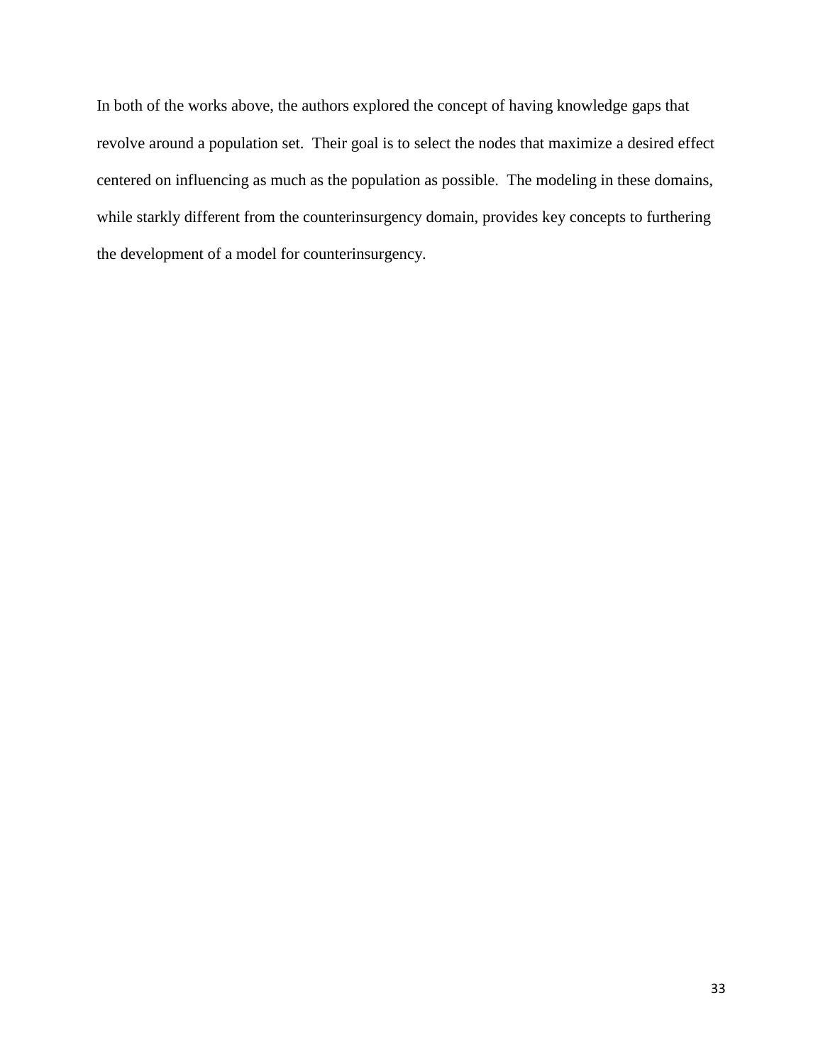In both of the works above, the authors explored the concept of having knowledge gaps that revolve around a population set.  Their goal is to select the nodes that maximize a desired effect centered on influencing as much as the population as possible.  The modeling in these domains, while starkly different from the counterinsurgency domain, provides key concepts to furthering the development of a model for counterinsurgency.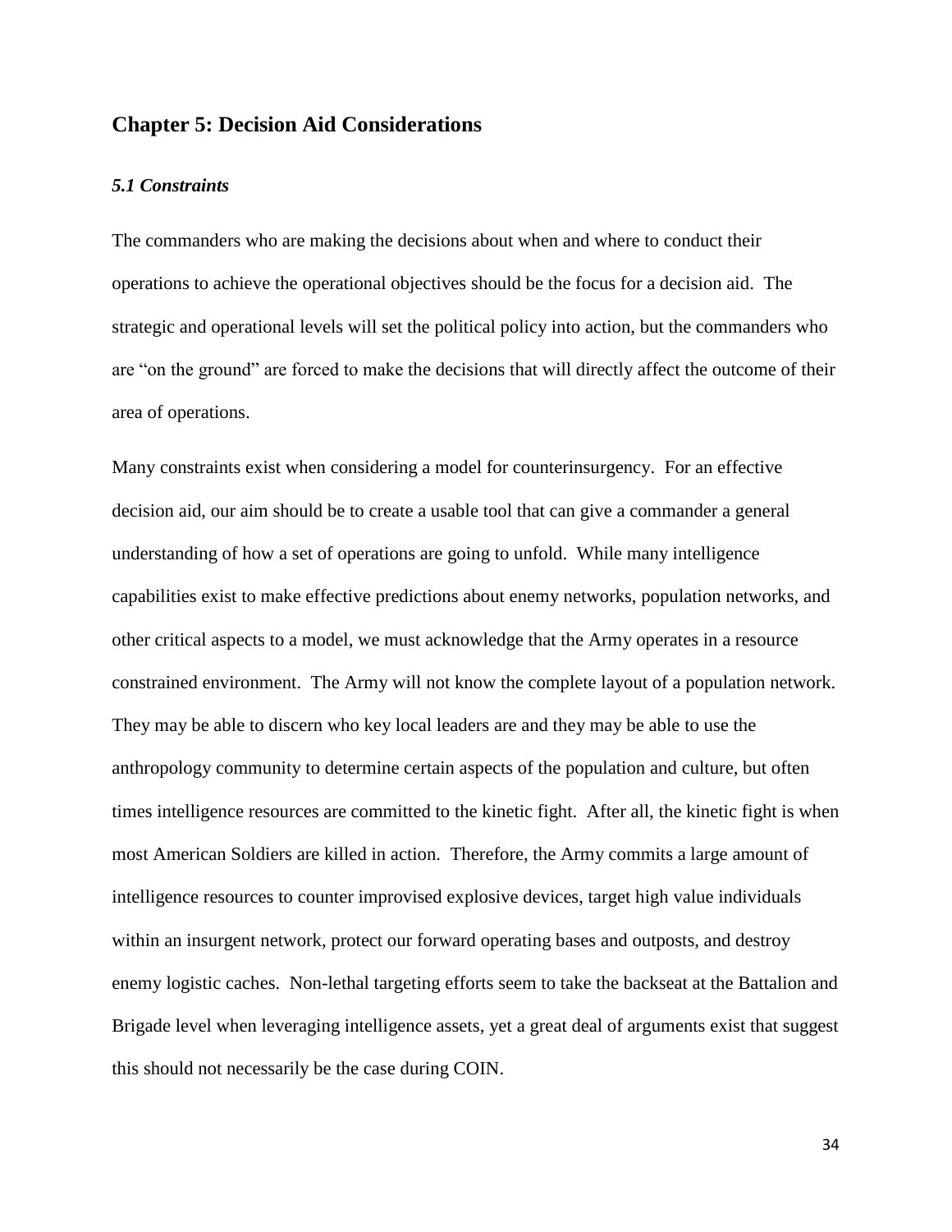## Chapter 5: Decision Aid Considerations

### *5.1 Constraints*

The commanders who are making the decisions about when and where to conduct their operations to achieve the operational objectives should be the focus for a decision aid. The strategic and operational levels will set the political policy into action, but the commanders who are "on the ground" are forced to make the decisions that will directly affect the outcome of their area of operations.

Many constraints exist when considering a model for counterinsurgency. For an effective decision aid, our aim should be to create a usable tool that can give a commander a general understanding of how a set of operations are going to unfold. While many intelligence capabilities exist to make effective predictions about enemy networks, population networks, and other critical aspects to a model, we must acknowledge that the Army operates in a resource constrained environment. The Army will not know the complete layout of a population network. They may be able to discern who key local leaders are and they may be able to use the anthropology community to determine certain aspects of the population and culture, but often times intelligence resources are committed to the kinetic fight. After all, the kinetic fight is when most American Soldiers are killed in action. Therefore, the Army commits a large amount of intelligence resources to counter improvised explosive devices, target high value individuals within an insurgent network, protect our forward operating bases and outposts, and destroy enemy logistic caches. Non-lethal targeting efforts seem to take the backseat at the Battalion and Brigade level when leveraging intelligence assets, yet a great deal of arguments exist that suggest this should not necessarily be the case during COIN.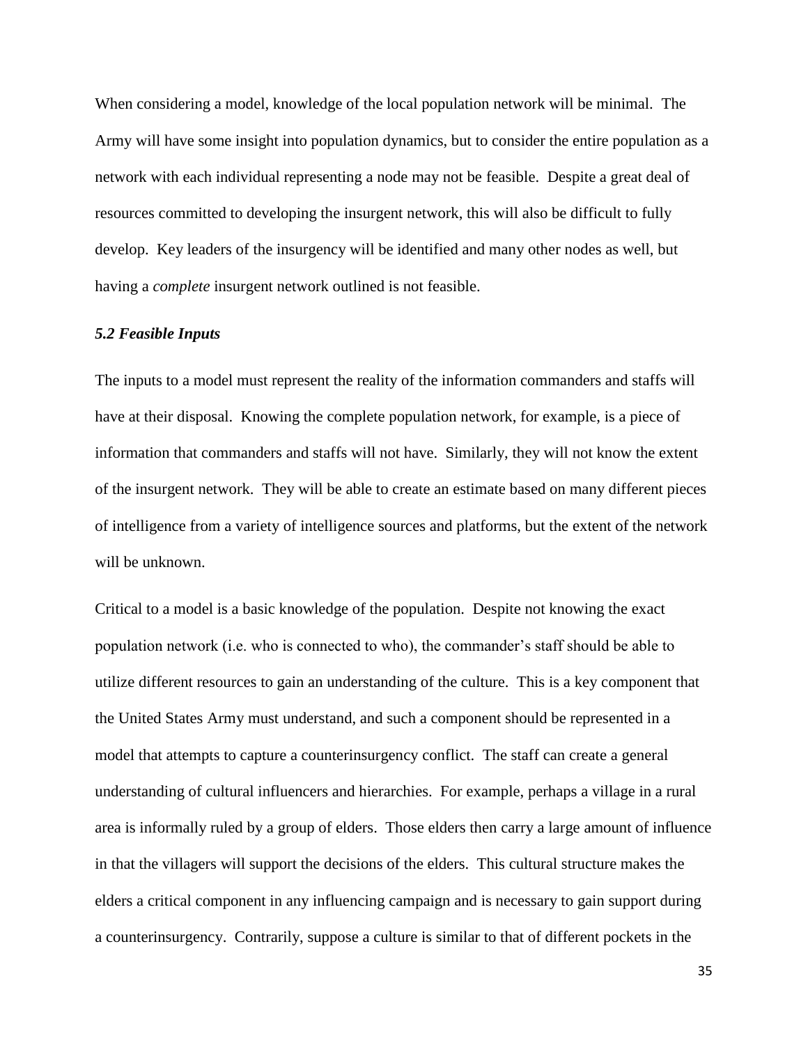When considering a model, knowledge of the local population network will be minimal. The Army will have some insight into population dynamics, but to consider the entire population as a network with each individual representing a node may not be feasible. Despite a great deal of resources committed to developing the insurgent network, this will also be difficult to fully develop. Key leaders of the insurgency will be identified and many other nodes as well, but having a *complete* insurgent network outlined is not feasible.

### *5.2 Feasible Inputs*

The inputs to a model must represent the reality of the information commanders and staffs will have at their disposal. Knowing the complete population network, for example, is a piece of information that commanders and staffs will not have. Similarly, they will not know the extent of the insurgent network. They will be able to create an estimate based on many different pieces of intelligence from a variety of intelligence sources and platforms, but the extent of the network will be unknown.

Critical to a model is a basic knowledge of the population. Despite not knowing the exact population network (i.e. who is connected to who), the commander's staff should be able to utilize different resources to gain an understanding of the culture. This is a key component that the United States Army must understand, and such a component should be represented in a model that attempts to capture a counterinsurgency conflict. The staff can create a general understanding of cultural influencers and hierarchies. For example, perhaps a village in a rural area is informally ruled by a group of elders. Those elders then carry a large amount of influence in that the villagers will support the decisions of the elders. This cultural structure makes the elders a critical component in any influencing campaign and is necessary to gain support during a counterinsurgency. Contrarily, suppose a culture is similar to that of different pockets in the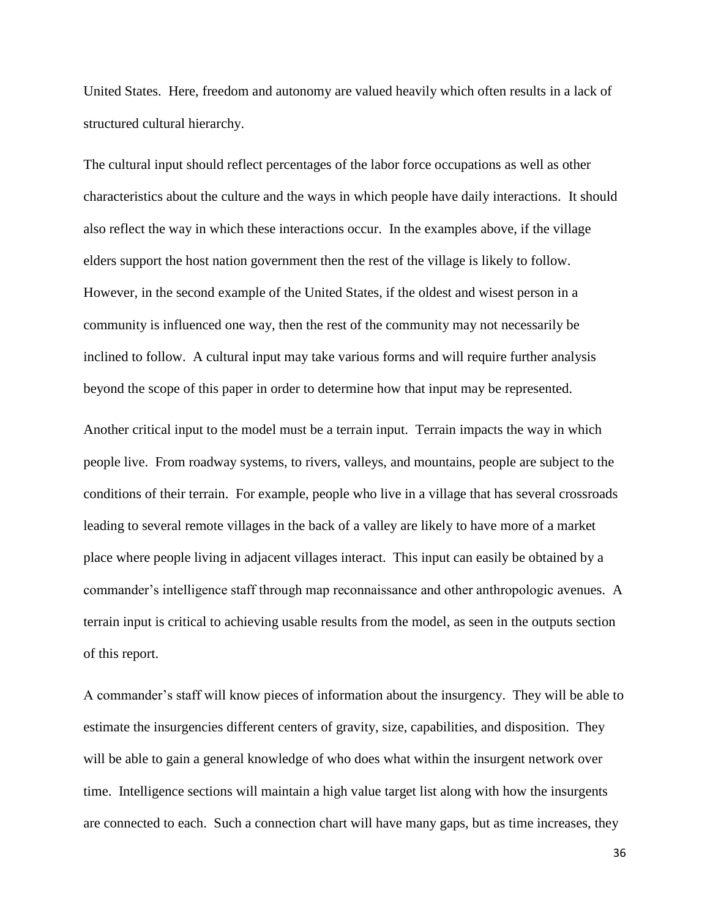United States. Here, freedom and autonomy are valued heavily which often results in a lack of structured cultural hierarchy.

The cultural input should reflect percentages of the labor force occupations as well as other characteristics about the culture and the ways in which people have daily interactions. It should also reflect the way in which these interactions occur. In the examples above, if the village elders support the host nation government then the rest of the village is likely to follow. However, in the second example of the United States, if the oldest and wisest person in a community is influenced one way, then the rest of the community may not necessarily be inclined to follow. A cultural input may take various forms and will require further analysis beyond the scope of this paper in order to determine how that input may be represented.

Another critical input to the model must be a terrain input. Terrain impacts the way in which people live. From roadway systems, to rivers, valleys, and mountains, people are subject to the conditions of their terrain. For example, people who live in a village that has several crossroads leading to several remote villages in the back of a valley are likely to have more of a market place where people living in adjacent villages interact. This input can easily be obtained by a commander's intelligence staff through map reconnaissance and other anthropologic avenues. A terrain input is critical to achieving usable results from the model, as seen in the outputs section of this report.

A commander's staff will know pieces of information about the insurgency. They will be able to estimate the insurgencies different centers of gravity, size, capabilities, and disposition. They will be able to gain a general knowledge of who does what within the insurgent network over time. Intelligence sections will maintain a high value target list along with how the insurgents are connected to each. Such a connection chart will have many gaps, but as time increases, they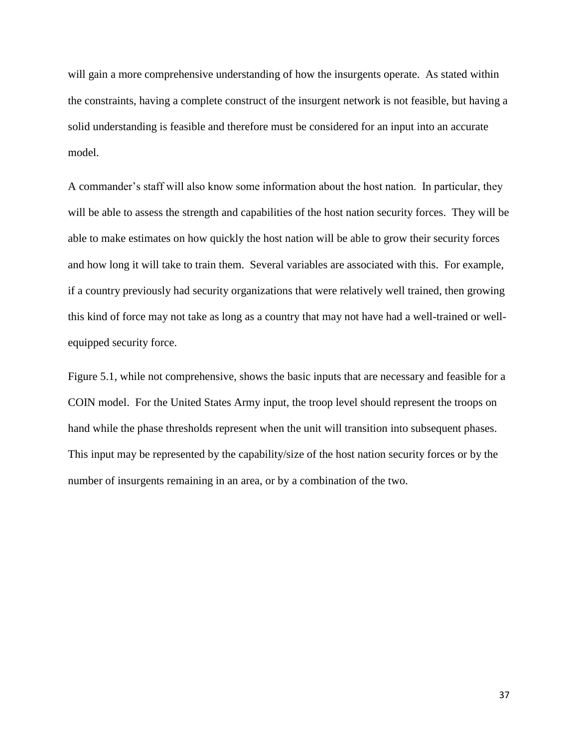will gain a more comprehensive understanding of how the insurgents operate. As stated within the constraints, having a complete construct of the insurgent network is not feasible, but having a solid understanding is feasible and therefore must be considered for an input into an accurate model.

A commander's staff will also know some information about the host nation. In particular, they will be able to assess the strength and capabilities of the host nation security forces. They will be able to make estimates on how quickly the host nation will be able to grow their security forces and how long it will take to train them. Several variables are associated with this. For example, if a country previously had security organizations that were relatively well trained, then growing this kind of force may not take as long as a country that may not have had a well-trained or well-equipped security force.

Figure 5.1, while not comprehensive, shows the basic inputs that are necessary and feasible for a COIN model. For the United States Army input, the troop level should represent the troops on hand while the phase thresholds represent when the unit will transition into subsequent phases. This input may be represented by the capability/size of the host nation security forces or by the number of insurgents remaining in an area, or by a combination of the two.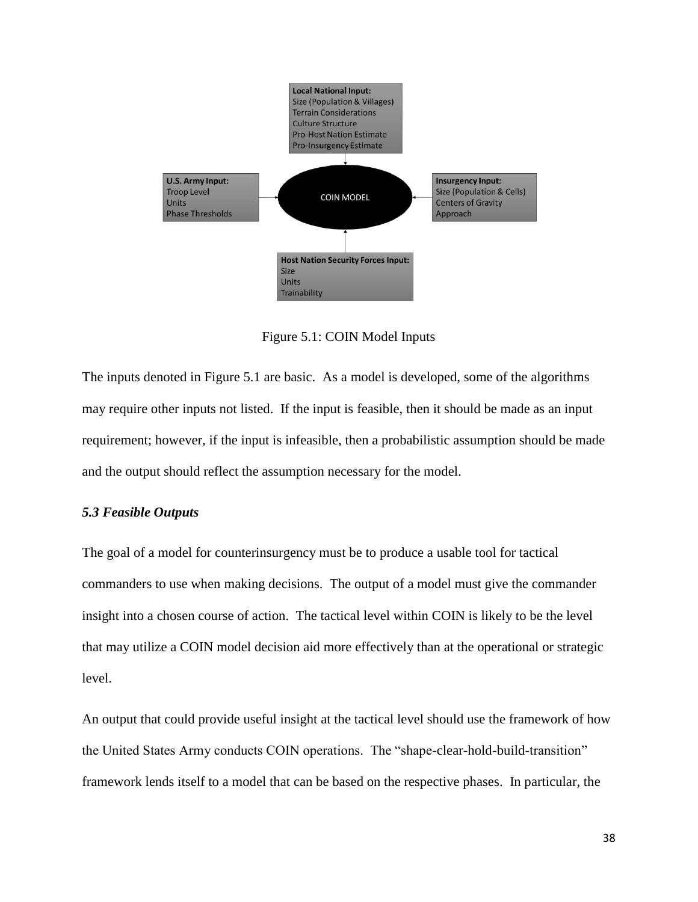**Local National Input:**
Size (Population & Villages)
Terrain Considerations
Culture Structure
Pro-Host Nation Estimate
Pro-Insurgency Estimate

**U.S. Army Input:**
Troop Level
Units
Phase Thresholds

COIN MODEL

**Insurgency Input:**
Size (Population & Cells)
Centers of Gravity
Approach

**Host Nation Security Forces Input:**
Size
Units
Trainability

Figure 5.1: COIN Model Inputs

The inputs denoted in Figure 5.1 are basic. As a model is developed, some of the algorithms may require other inputs not listed. If the input is feasible, then it should be made as an input requirement; however, if the input is infeasible, then a probabilistic assumption should be made and the output should reflect the assumption necessary for the model.

### *5.3 Feasible Outputs*

The goal of a model for counterinsurgency must be to produce a usable tool for tactical commanders to use when making decisions. The output of a model must give the commander insight into a chosen course of action. The tactical level within COIN is likely to be the level that may utilize a COIN model decision aid more effectively than at the operational or strategic level.

An output that could provide useful insight at the tactical level should use the framework of how the United States Army conducts COIN operations. The "shape-clear-hold-build-transition" framework lends itself to a model that can be based on the respective phases. In particular, the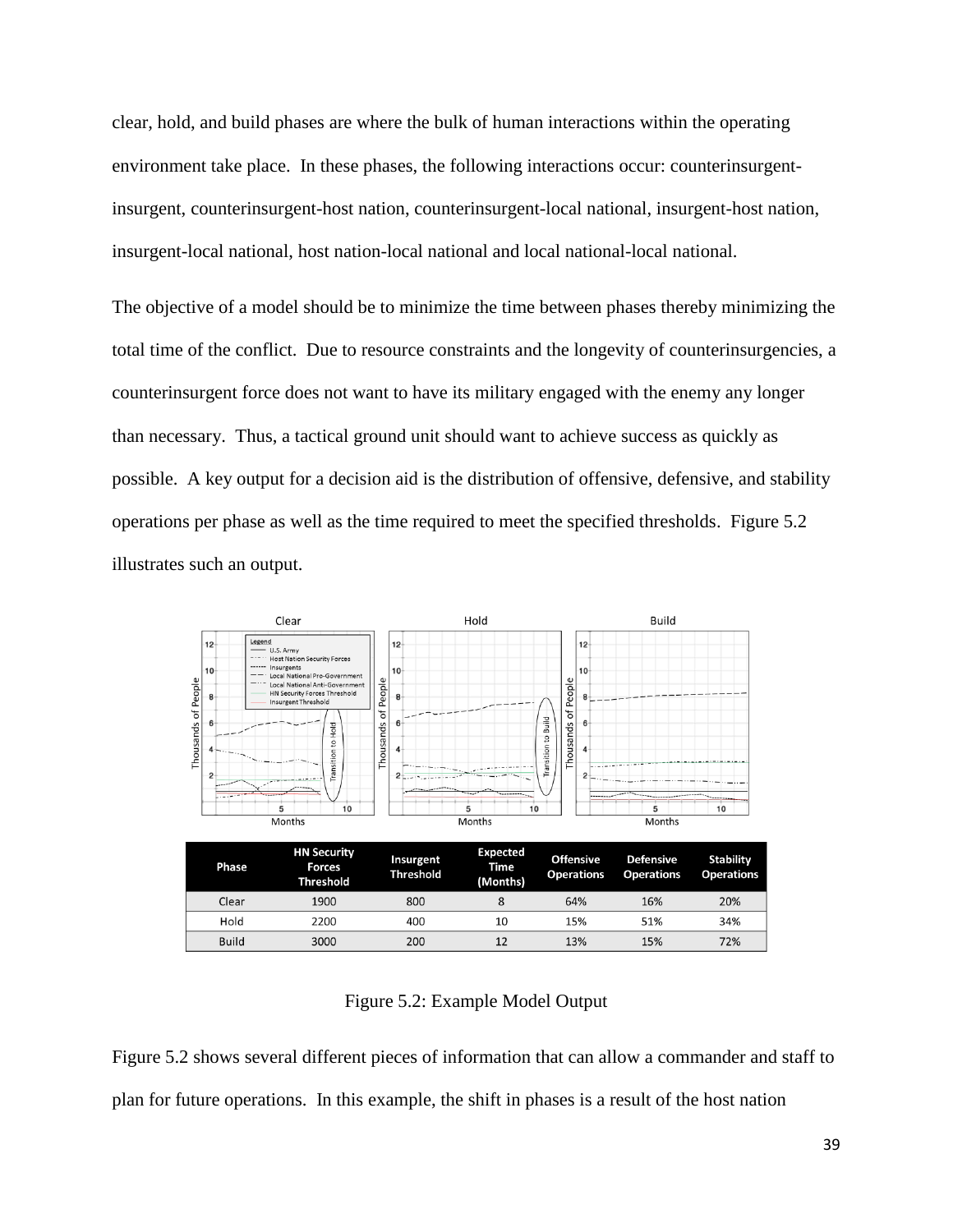clear, hold, and build phases are where the bulk of human interactions within the operating environment take place. In these phases, the following interactions occur: counterinsurgent-insurgent, counterinsurgent-host nation, counterinsurgent-local national, insurgent-host nation, insurgent-local national, host nation-local national and local national-local national.

The objective of a model should be to minimize the time between phases thereby minimizing the total time of the conflict. Due to resource constraints and the longevity of counterinsurgencies, a counterinsurgent force does not want to have its military engaged with the enemy any longer than necessary. Thus, a tactical ground unit should want to achieve success as quickly as possible. A key output for a decision aid is the distribution of offensive, defensive, and stability operations per phase as well as the time required to meet the specified thresholds. Figure 5.2 illustrates such an output.

| Phase | HN Security Forces Threshold | Insurgent Threshold | Expected Time (Months) | Offensive Operations | Defensive Operations | Stability Operations |
|---|---|---|---|---|---|---|
| Clear | 1900 | 800 | 8 | 64% | 16% | 20% |
| Hold | 2200 | 400 | 10 | 15% | 51% | 34% |
| Build | 3000 | 200 | 12 | 13% | 15% | 72% |

Figure 5.2: Example Model Output

Figure 5.2 shows several different pieces of information that can allow a commander and staff to plan for future operations. In this example, the shift in phases is a result of the host nation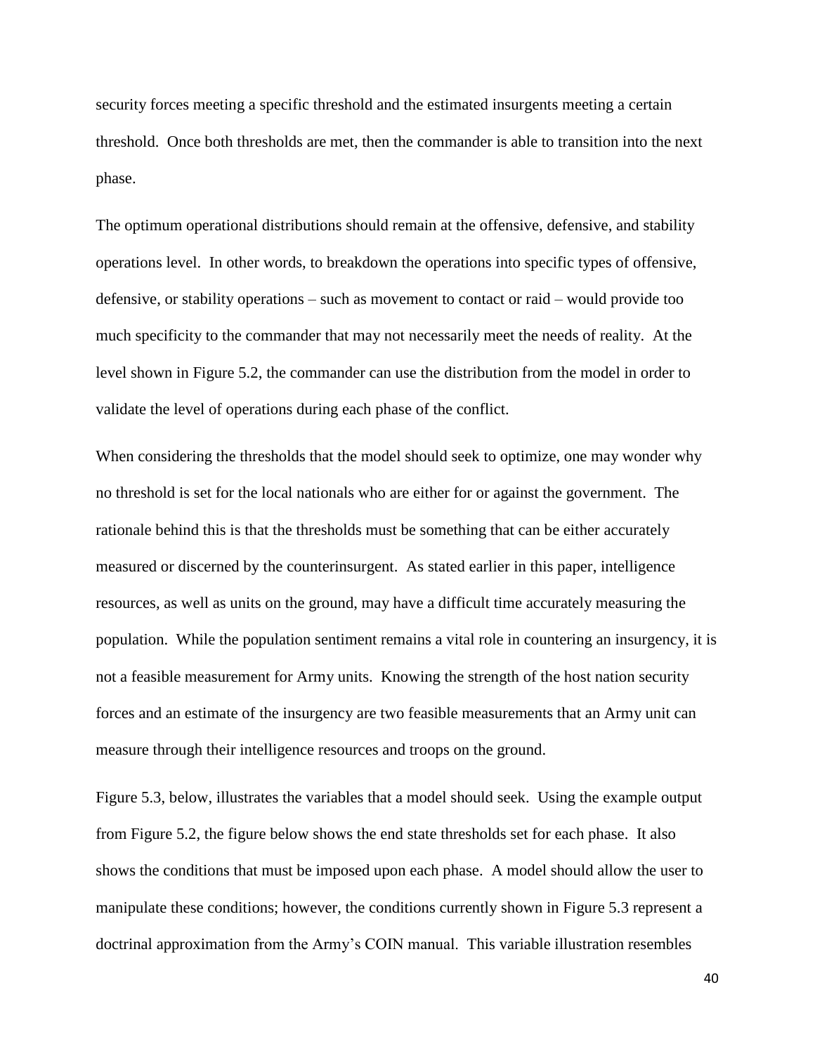security forces meeting a specific threshold and the estimated insurgents meeting a certain threshold. Once both thresholds are met, then the commander is able to transition into the next phase.

The optimum operational distributions should remain at the offensive, defensive, and stability operations level. In other words, to breakdown the operations into specific types of offensive, defensive, or stability operations – such as movement to contact or raid – would provide too much specificity to the commander that may not necessarily meet the needs of reality. At the level shown in Figure 5.2, the commander can use the distribution from the model in order to validate the level of operations during each phase of the conflict.

When considering the thresholds that the model should seek to optimize, one may wonder why no threshold is set for the local nationals who are either for or against the government. The rationale behind this is that the thresholds must be something that can be either accurately measured or discerned by the counterinsurgent. As stated earlier in this paper, intelligence resources, as well as units on the ground, may have a difficult time accurately measuring the population. While the population sentiment remains a vital role in countering an insurgency, it is not a feasible measurement for Army units. Knowing the strength of the host nation security forces and an estimate of the insurgency are two feasible measurements that an Army unit can measure through their intelligence resources and troops on the ground.

Figure 5.3, below, illustrates the variables that a model should seek. Using the example output from Figure 5.2, the figure below shows the end state thresholds set for each phase. It also shows the conditions that must be imposed upon each phase. A model should allow the user to manipulate these conditions; however, the conditions currently shown in Figure 5.3 represent a doctrinal approximation from the Army's COIN manual. This variable illustration resembles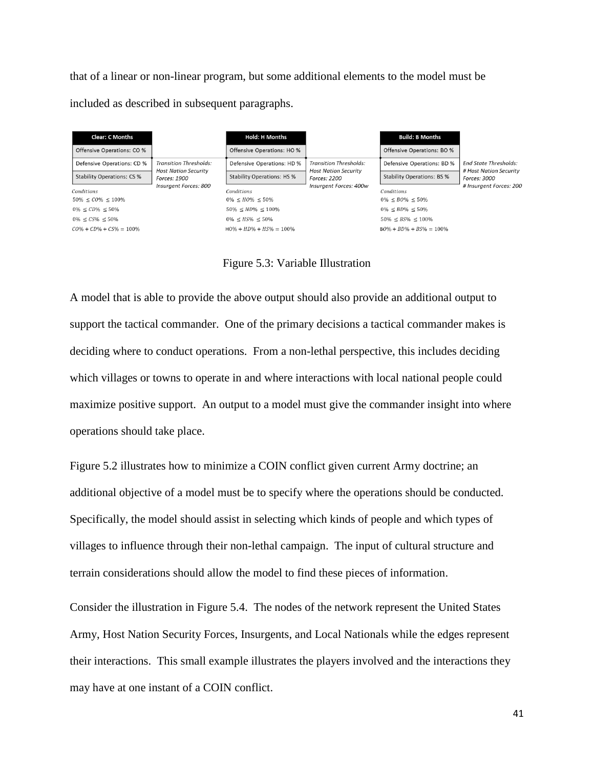that of a linear or non-linear program, but some additional elements to the model must be included as described in subsequent paragraphs.

| Clear: C Months | | Hold: H Months | | Build: B Months | |
|---|---|---|---|---|---|
| Offensive Operations: CO % | | Offensive Operations: HO % | | Offensive Operations: BO % | |
| Defensive Operations: CD % | *Transition Thresholds: Host Nation Security Forces: 1900 Insurgent Forces: 800* | Defensive Operations: HD % | *Transition Thresholds: Host Nation Security Forces: 2200 Insurgent Forces: 400w* | Defensive Operations: BD % | *End State Thresholds: # Host Nation Security Forces: 3000 # Insurgent Forces: 200* |
| Stability Operations: CS % | | Stability Operations: HS % | | Stability Operations: BS % | |
| *Conditions* | | *Conditions* | | *Conditions* | |
| $50\% \leq CO\% \leq 100\%$ | | $0\% \leq HO\% \leq 50\%$ | | $0\% \leq BO\% \leq 50\%$ | |
| $0\% \leq CD\% \leq 50\%$ | | $50\% \leq HD\% \leq 100\%$ | | $0\% \leq BD\% \leq 50\%$ | |
| $0\% \leq CS\% \leq 50\%$ | | $0\% \leq HS\% \leq 50\%$ | | $50\% \leq BS\% \leq 100\%$ | |
| $CO\% + CD\% + CS\% = 100\%$ | | $HO\% + HD\% + HS\% = 100\%$ | | $BO\% + BD\% + BS\% = 100\%$ | |

Figure 5.3: Variable Illustration

A model that is able to provide the above output should also provide an additional output to support the tactical commander. One of the primary decisions a tactical commander makes is deciding where to conduct operations. From a non-lethal perspective, this includes deciding which villages or towns to operate in and where interactions with local national people could maximize positive support. An output to a model must give the commander insight into where operations should take place.

Figure 5.2 illustrates how to minimize a COIN conflict given current Army doctrine; an additional objective of a model must be to specify where the operations should be conducted. Specifically, the model should assist in selecting which kinds of people and which types of villages to influence through their non-lethal campaign. The input of cultural structure and terrain considerations should allow the model to find these pieces of information.

Consider the illustration in Figure 5.4. The nodes of the network represent the United States Army, Host Nation Security Forces, Insurgents, and Local Nationals while the edges represent their interactions. This small example illustrates the players involved and the interactions they may have at one instant of a COIN conflict.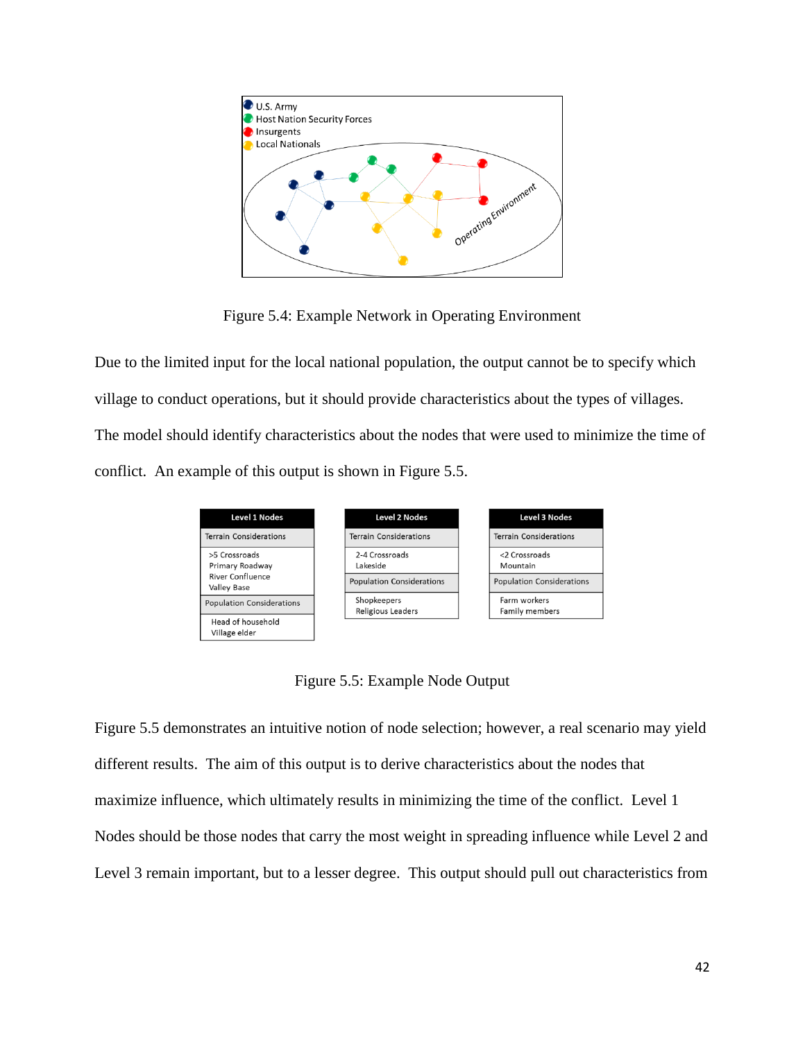- U.S. Army
- Host Nation Security Forces
- Insurgents
- Local Nationals

Operating Environment

Figure 5.4: Example Network in Operating Environment

Due to the limited input for the local national population, the output cannot be to specify which village to conduct operations, but it should provide characteristics about the types of villages. The model should identify characteristics about the nodes that were used to minimize the time of conflict. An example of this output is shown in Figure 5.5.

| Level 1 Nodes |
|---|
| **Terrain Considerations** |
| >5 Crossroads<br>Primary Roadway<br>River Confluence<br>Valley Base |
| **Population Considerations** |
| Head of household<br>Village elder |

| Level 2 Nodes |
|---|
| **Terrain Considerations** |
| 2-4 Crossroads<br>Lakeside |
| **Population Considerations** |
| Shopkeepers<br>Religious Leaders |

| Level 3 Nodes |
|---|
| **Terrain Considerations** |
| <2 Crossroads<br>Mountain |
| **Population Considerations** |
| Farm workers<br>Family members |

Figure 5.5: Example Node Output

Figure 5.5 demonstrates an intuitive notion of node selection; however, a real scenario may yield different results. The aim of this output is to derive characteristics about the nodes that maximize influence, which ultimately results in minimizing the time of the conflict. Level 1 Nodes should be those nodes that carry the most weight in spreading influence while Level 2 and Level 3 remain important, but to a lesser degree. This output should pull out characteristics from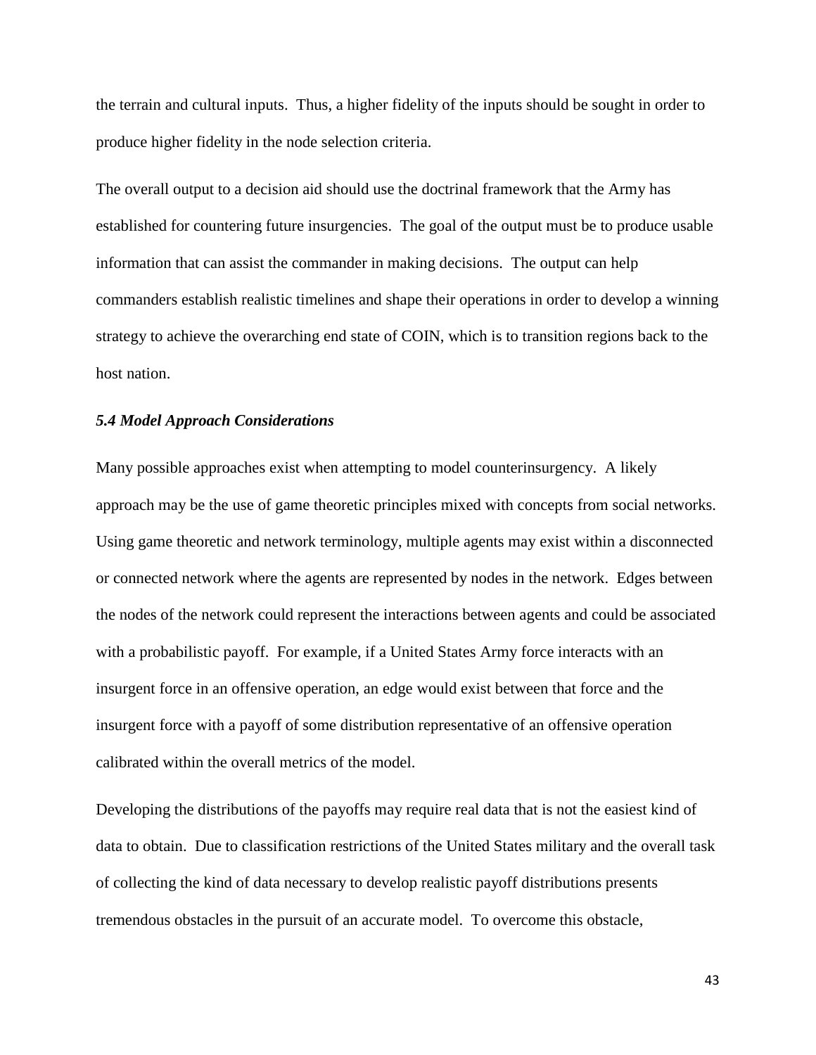the terrain and cultural inputs. Thus, a higher fidelity of the inputs should be sought in order to produce higher fidelity in the node selection criteria.

The overall output to a decision aid should use the doctrinal framework that the Army has established for countering future insurgencies. The goal of the output must be to produce usable information that can assist the commander in making decisions. The output can help commanders establish realistic timelines and shape their operations in order to develop a winning strategy to achieve the overarching end state of COIN, which is to transition regions back to the host nation.

### *5.4 Model Approach Considerations*

Many possible approaches exist when attempting to model counterinsurgency. A likely approach may be the use of game theoretic principles mixed with concepts from social networks. Using game theoretic and network terminology, multiple agents may exist within a disconnected or connected network where the agents are represented by nodes in the network. Edges between the nodes of the network could represent the interactions between agents and could be associated with a probabilistic payoff. For example, if a United States Army force interacts with an insurgent force in an offensive operation, an edge would exist between that force and the insurgent force with a payoff of some distribution representative of an offensive operation calibrated within the overall metrics of the model.

Developing the distributions of the payoffs may require real data that is not the easiest kind of data to obtain. Due to classification restrictions of the United States military and the overall task of collecting the kind of data necessary to develop realistic payoff distributions presents tremendous obstacles in the pursuit of an accurate model. To overcome this obstacle,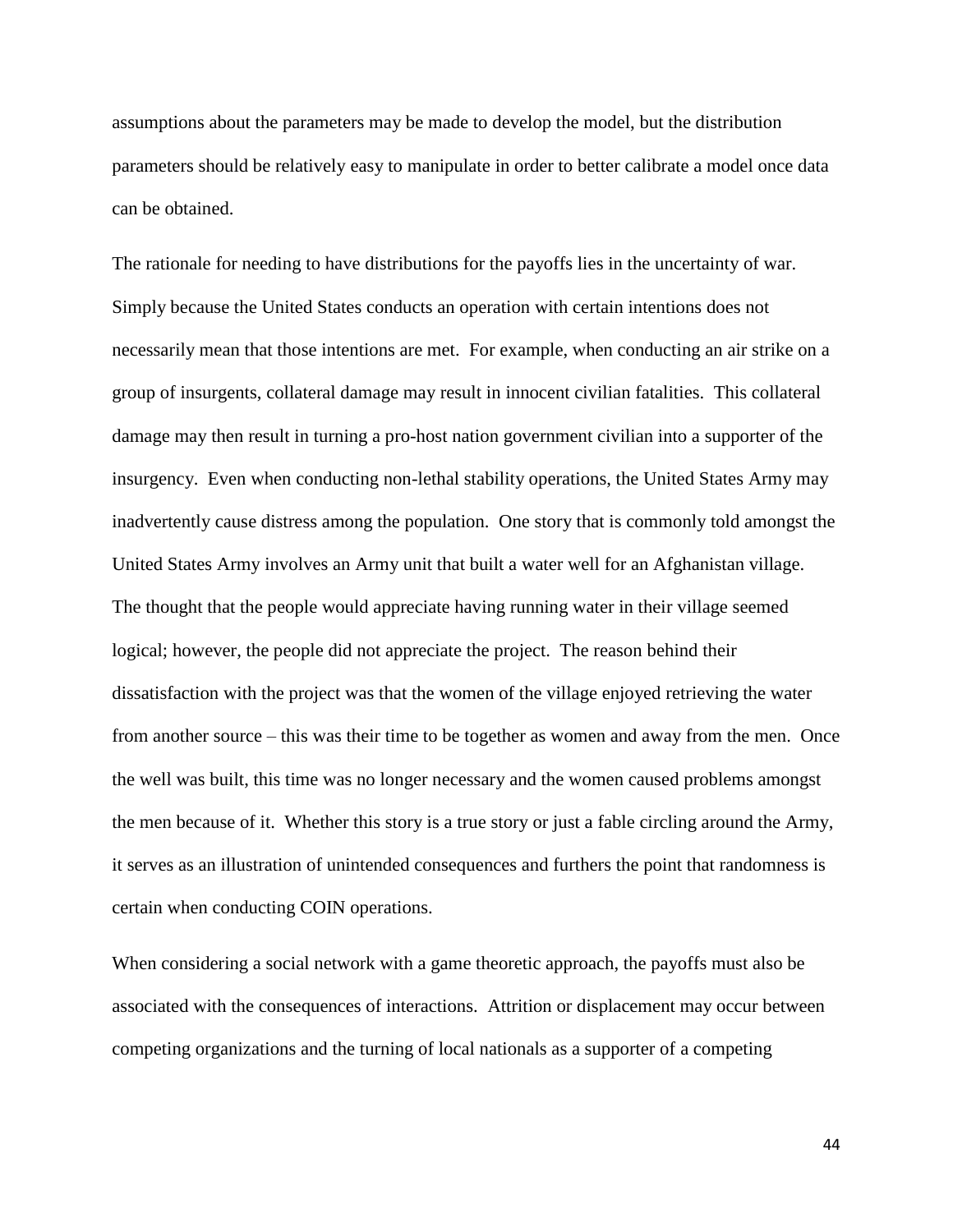assumptions about the parameters may be made to develop the model, but the distribution parameters should be relatively easy to manipulate in order to better calibrate a model once data can be obtained.

The rationale for needing to have distributions for the payoffs lies in the uncertainty of war. Simply because the United States conducts an operation with certain intentions does not necessarily mean that those intentions are met. For example, when conducting an air strike on a group of insurgents, collateral damage may result in innocent civilian fatalities. This collateral damage may then result in turning a pro-host nation government civilian into a supporter of the insurgency. Even when conducting non-lethal stability operations, the United States Army may inadvertently cause distress among the population. One story that is commonly told amongst the United States Army involves an Army unit that built a water well for an Afghanistan village. The thought that the people would appreciate having running water in their village seemed logical; however, the people did not appreciate the project. The reason behind their dissatisfaction with the project was that the women of the village enjoyed retrieving the water from another source – this was their time to be together as women and away from the men. Once the well was built, this time was no longer necessary and the women caused problems amongst the men because of it. Whether this story is a true story or just a fable circling around the Army, it serves as an illustration of unintended consequences and furthers the point that randomness is certain when conducting COIN operations.

When considering a social network with a game theoretic approach, the payoffs must also be associated with the consequences of interactions. Attrition or displacement may occur between competing organizations and the turning of local nationals as a supporter of a competing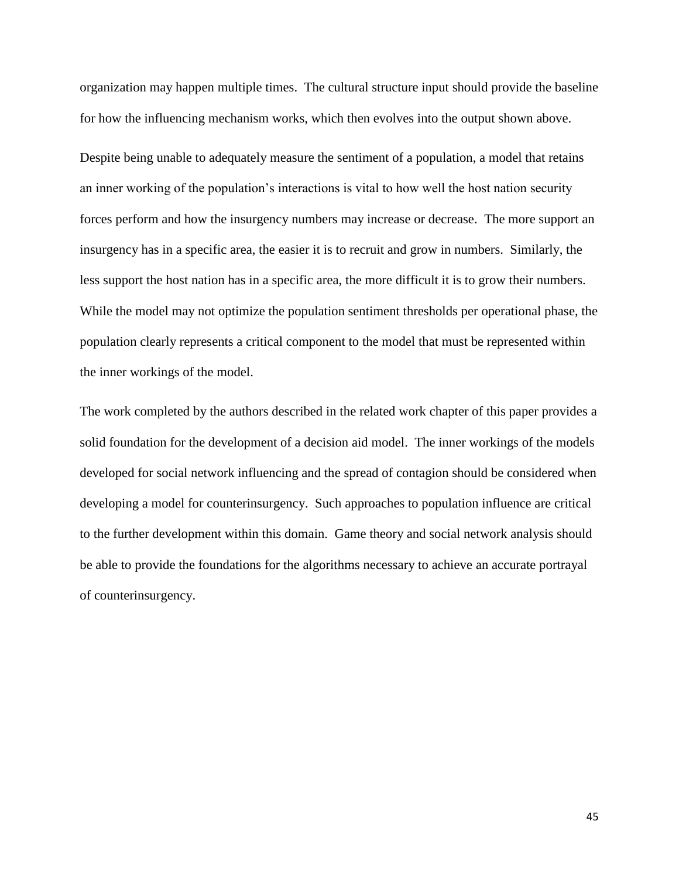organization may happen multiple times. The cultural structure input should provide the baseline for how the influencing mechanism works, which then evolves into the output shown above.

Despite being unable to adequately measure the sentiment of a population, a model that retains an inner working of the population's interactions is vital to how well the host nation security forces perform and how the insurgency numbers may increase or decrease. The more support an insurgency has in a specific area, the easier it is to recruit and grow in numbers. Similarly, the less support the host nation has in a specific area, the more difficult it is to grow their numbers. While the model may not optimize the population sentiment thresholds per operational phase, the population clearly represents a critical component to the model that must be represented within the inner workings of the model.

The work completed by the authors described in the related work chapter of this paper provides a solid foundation for the development of a decision aid model. The inner workings of the models developed for social network influencing and the spread of contagion should be considered when developing a model for counterinsurgency. Such approaches to population influence are critical to the further development within this domain. Game theory and social network analysis should be able to provide the foundations for the algorithms necessary to achieve an accurate portrayal of counterinsurgency.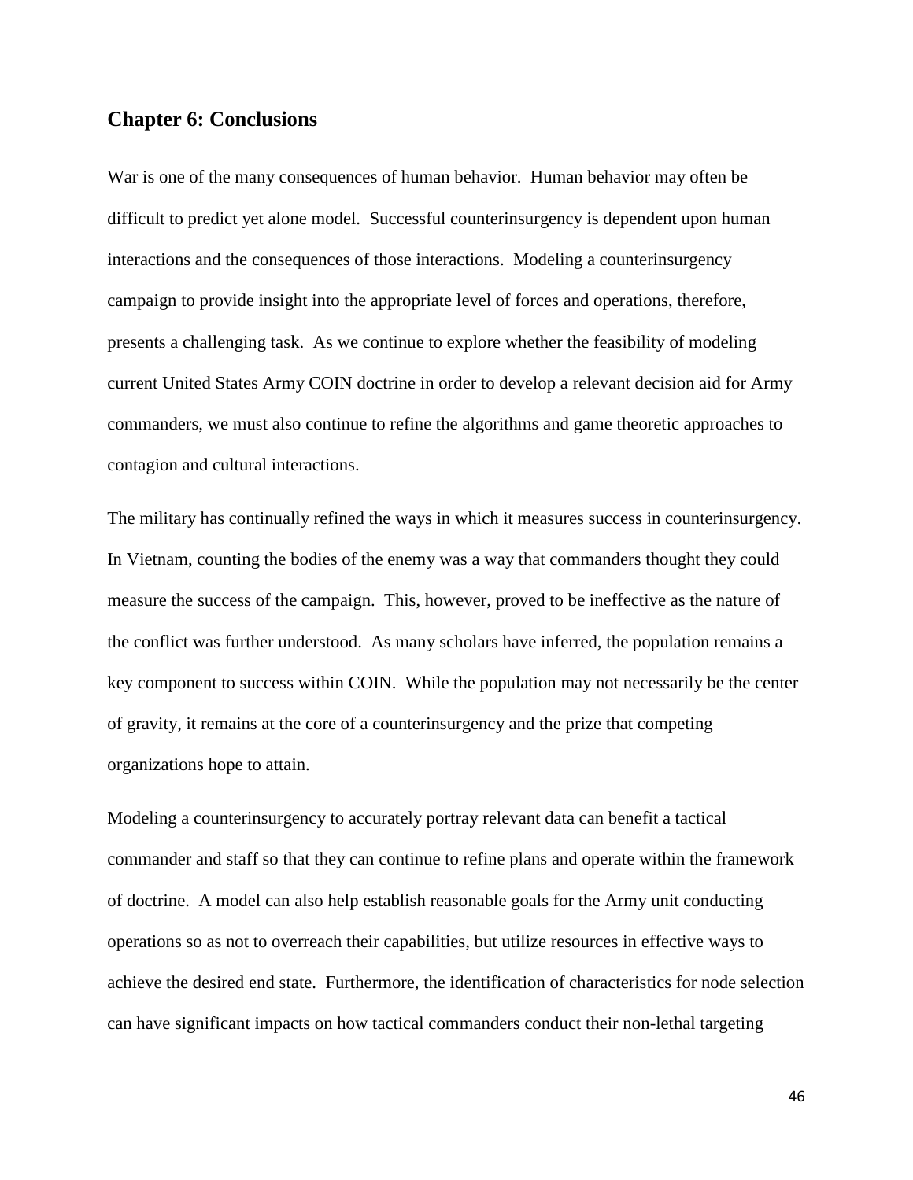## Chapter 6: Conclusions

War is one of the many consequences of human behavior. Human behavior may often be difficult to predict yet alone model. Successful counterinsurgency is dependent upon human interactions and the consequences of those interactions. Modeling a counterinsurgency campaign to provide insight into the appropriate level of forces and operations, therefore, presents a challenging task. As we continue to explore whether the feasibility of modeling current United States Army COIN doctrine in order to develop a relevant decision aid for Army commanders, we must also continue to refine the algorithms and game theoretic approaches to contagion and cultural interactions.

The military has continually refined the ways in which it measures success in counterinsurgency. In Vietnam, counting the bodies of the enemy was a way that commanders thought they could measure the success of the campaign. This, however, proved to be ineffective as the nature of the conflict was further understood. As many scholars have inferred, the population remains a key component to success within COIN. While the population may not necessarily be the center of gravity, it remains at the core of a counterinsurgency and the prize that competing organizations hope to attain.

Modeling a counterinsurgency to accurately portray relevant data can benefit a tactical commander and staff so that they can continue to refine plans and operate within the framework of doctrine. A model can also help establish reasonable goals for the Army unit conducting operations so as not to overreach their capabilities, but utilize resources in effective ways to achieve the desired end state. Furthermore, the identification of characteristics for node selection can have significant impacts on how tactical commanders conduct their non-lethal targeting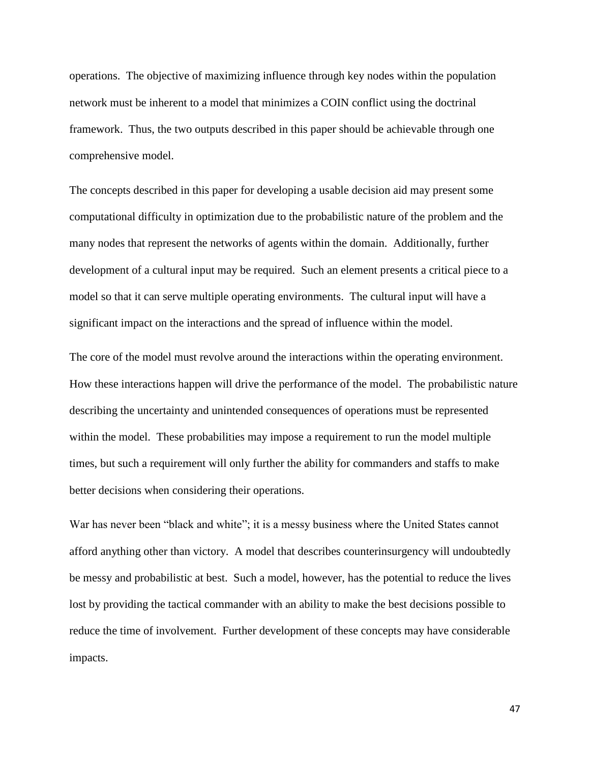operations. The objective of maximizing influence through key nodes within the population network must be inherent to a model that minimizes a COIN conflict using the doctrinal framework. Thus, the two outputs described in this paper should be achievable through one comprehensive model.

The concepts described in this paper for developing a usable decision aid may present some computational difficulty in optimization due to the probabilistic nature of the problem and the many nodes that represent the networks of agents within the domain. Additionally, further development of a cultural input may be required. Such an element presents a critical piece to a model so that it can serve multiple operating environments. The cultural input will have a significant impact on the interactions and the spread of influence within the model.

The core of the model must revolve around the interactions within the operating environment. How these interactions happen will drive the performance of the model. The probabilistic nature describing the uncertainty and unintended consequences of operations must be represented within the model. These probabilities may impose a requirement to run the model multiple times, but such a requirement will only further the ability for commanders and staffs to make better decisions when considering their operations.

War has never been "black and white"; it is a messy business where the United States cannot afford anything other than victory. A model that describes counterinsurgency will undoubtedly be messy and probabilistic at best. Such a model, however, has the potential to reduce the lives lost by providing the tactical commander with an ability to make the best decisions possible to reduce the time of involvement. Further development of these concepts may have considerable impacts.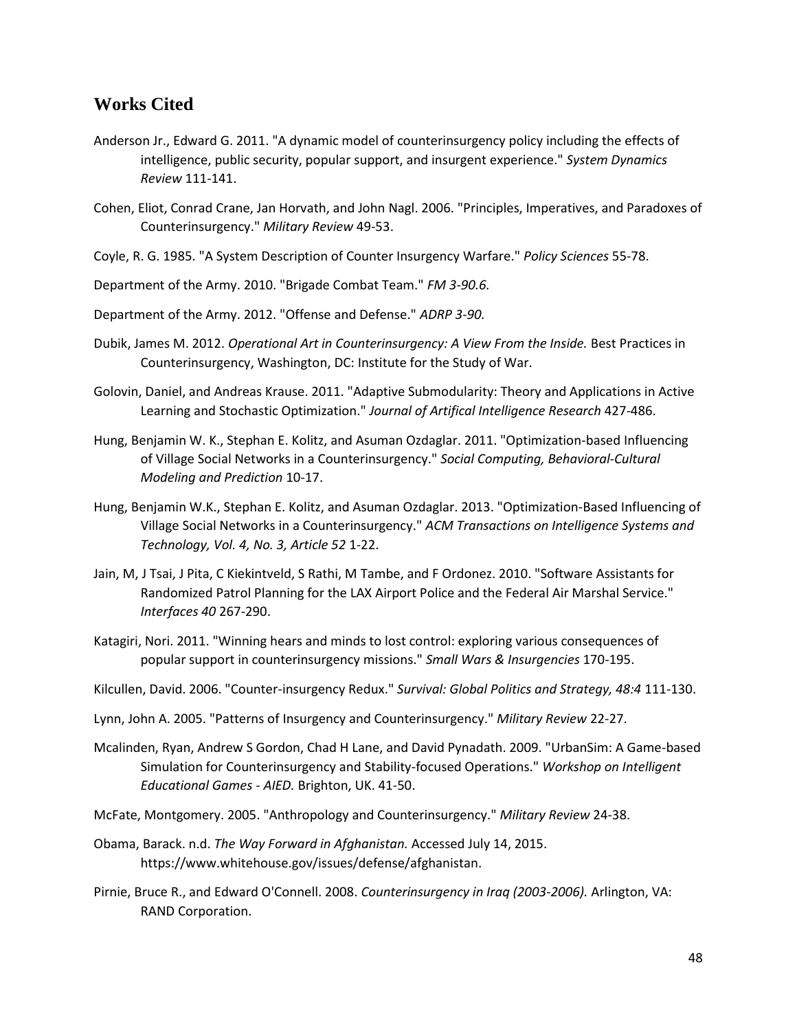## Works Cited

Anderson Jr., Edward G. 2011. "A dynamic model of counterinsurgency policy including the effects of intelligence, public security, popular support, and insurgent experience." *System Dynamics Review* 111-141.

Cohen, Eliot, Conrad Crane, Jan Horvath, and John Nagl. 2006. "Principles, Imperatives, and Paradoxes of Counterinsurgency." *Military Review* 49-53.

Coyle, R. G. 1985. "A System Description of Counter Insurgency Warfare." *Policy Sciences* 55-78.

Department of the Army. 2010. "Brigade Combat Team." *FM 3-90.6.*

Department of the Army. 2012. "Offense and Defense." *ADRP 3-90.*

Dubik, James M. 2012. *Operational Art in Counterinsurgency: A View From the Inside.* Best Practices in Counterinsurgency, Washington, DC: Institute for the Study of War.

Golovin, Daniel, and Andreas Krause. 2011. "Adaptive Submodularity: Theory and Applications in Active Learning and Stochastic Optimization." *Journal of Artifical Intelligence Research* 427-486.

Hung, Benjamin W. K., Stephan E. Kolitz, and Asuman Ozdaglar. 2011. "Optimization-based Influencing of Village Social Networks in a Counterinsurgency." *Social Computing, Behavioral-Cultural Modeling and Prediction* 10-17.

Hung, Benjamin W.K., Stephan E. Kolitz, and Asuman Ozdaglar. 2013. "Optimization-Based Influencing of Village Social Networks in a Counterinsurgency." *ACM Transactions on Intelligence Systems and Technology, Vol. 4, No. 3, Article 52* 1-22.

Jain, M, J Tsai, J Pita, C Kiekintveld, S Rathi, M Tambe, and F Ordonez. 2010. "Software Assistants for Randomized Patrol Planning for the LAX Airport Police and the Federal Air Marshal Service." *Interfaces 40* 267-290.

Katagiri, Nori. 2011. "Winning hears and minds to lost control: exploring various consequences of popular support in counterinsurgency missions." *Small Wars & Insurgencies* 170-195.

Kilcullen, David. 2006. "Counter-insurgency Redux." *Survival: Global Politics and Strategy, 48:4* 111-130.

Lynn, John A. 2005. "Patterns of Insurgency and Counterinsurgency." *Military Review* 22-27.

Mcalinden, Ryan, Andrew S Gordon, Chad H Lane, and David Pynadath. 2009. "UrbanSim: A Game-based Simulation for Counterinsurgency and Stability-focused Operations." *Workshop on Intelligent Educational Games - AIED.* Brighton, UK. 41-50.

McFate, Montgomery. 2005. "Anthropology and Counterinsurgency." *Military Review* 24-38.

Obama, Barack. n.d. *The Way Forward in Afghanistan.* Accessed July 14, 2015. https://www.whitehouse.gov/issues/defense/afghanistan.

Pirnie, Bruce R., and Edward O'Connell. 2008. *Counterinsurgency in Iraq (2003-2006).* Arlington, VA: RAND Corporation.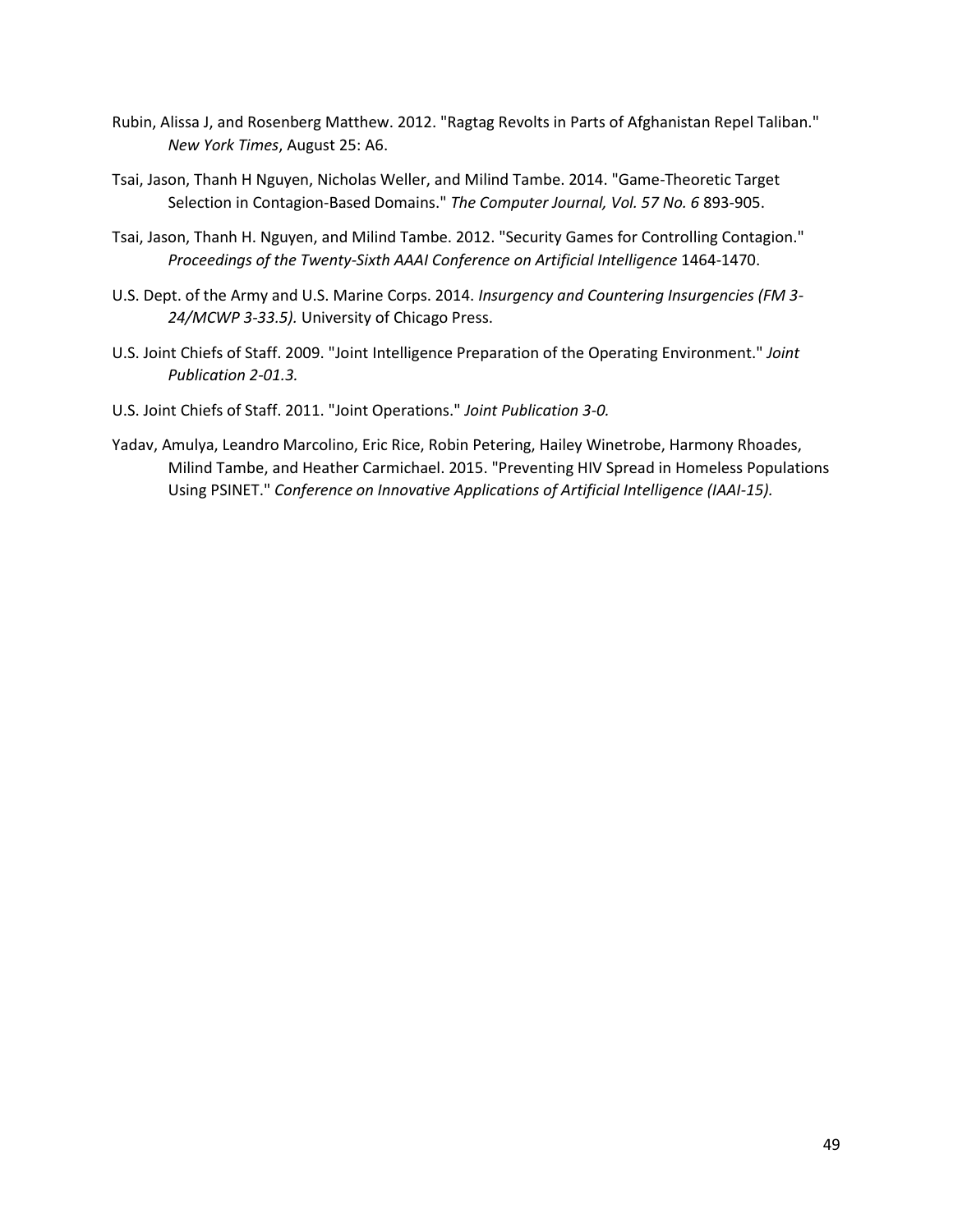Rubin, Alissa J, and Rosenberg Matthew. 2012. "Ragtag Revolts in Parts of Afghanistan Repel Taliban." *New York Times*, August 25: A6.

Tsai, Jason, Thanh H Nguyen, Nicholas Weller, and Milind Tambe. 2014. "Game-Theoretic Target Selection in Contagion-Based Domains." *The Computer Journal, Vol. 57 No. 6* 893-905.

Tsai, Jason, Thanh H. Nguyen, and Milind Tambe. 2012. "Security Games for Controlling Contagion." *Proceedings of the Twenty-Sixth AAAI Conference on Artificial Intelligence* 1464-1470.

U.S. Dept. of the Army and U.S. Marine Corps. 2014. *Insurgency and Countering Insurgencies (FM 3-24/MCWP 3-33.5).* University of Chicago Press.

U.S. Joint Chiefs of Staff. 2009. "Joint Intelligence Preparation of the Operating Environment." *Joint Publication 2-01.3.*

U.S. Joint Chiefs of Staff. 2011. "Joint Operations." *Joint Publication 3-0.*

Yadav, Amulya, Leandro Marcolino, Eric Rice, Robin Petering, Hailey Winetrobe, Harmony Rhoades, Milind Tambe, and Heather Carmichael. 2015. "Preventing HIV Spread in Homeless Populations Using PSINET." *Conference on Innovative Applications of Artificial Intelligence (IAAI-15).*